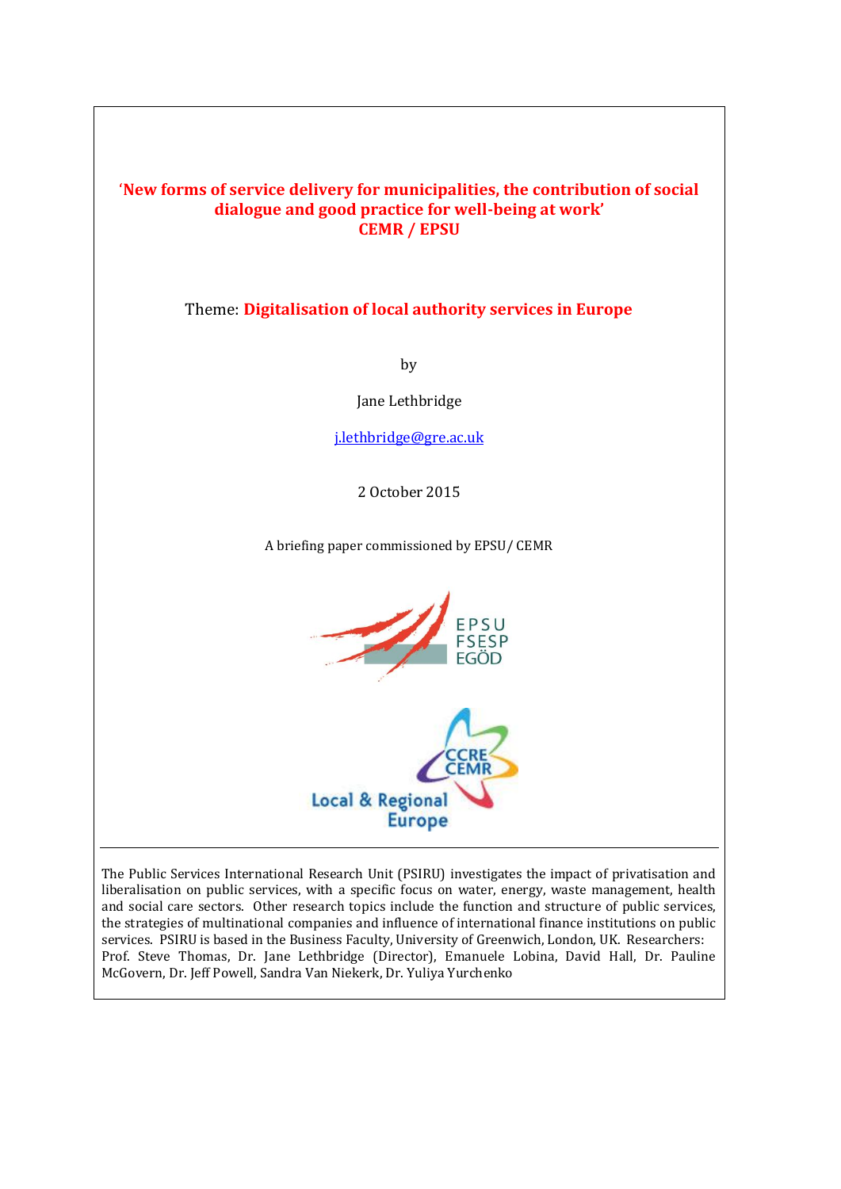# 'New forms of service delivery for municipalities, the contribution of social dialogue and good practice for well-being at work'

**CEMR / EPSU**

Theme: **Digitalisation of local authority services in Europe**

by

Jane Lethbridge

j.lethbridge@gre.ac.uk

2 October 2015

A briefing paper commissioned by EPSU/ CEMR

EPSU FSESP EGÖD

CCRE CEMR Local & Regional Europe

---

The Public Services International Research Unit (PSIRU) investigates the impact of privatisation and liberalisation on public services, with a specific focus on water, energy, waste management, health and social care sectors. Other research topics include the function and structure of public services, the strategies of multinational companies and influence of international finance institutions on public services. PSIRU is based in the Business Faculty, University of Greenwich, London, UK. Researchers: Prof. Steve Thomas, Dr. Jane Lethbridge (Director), Emanuele Lobina, David Hall, Dr. Pauline McGovern, Dr. Jeff Powell, Sandra Van Niekerk, Dr. Yuliya Yurchenko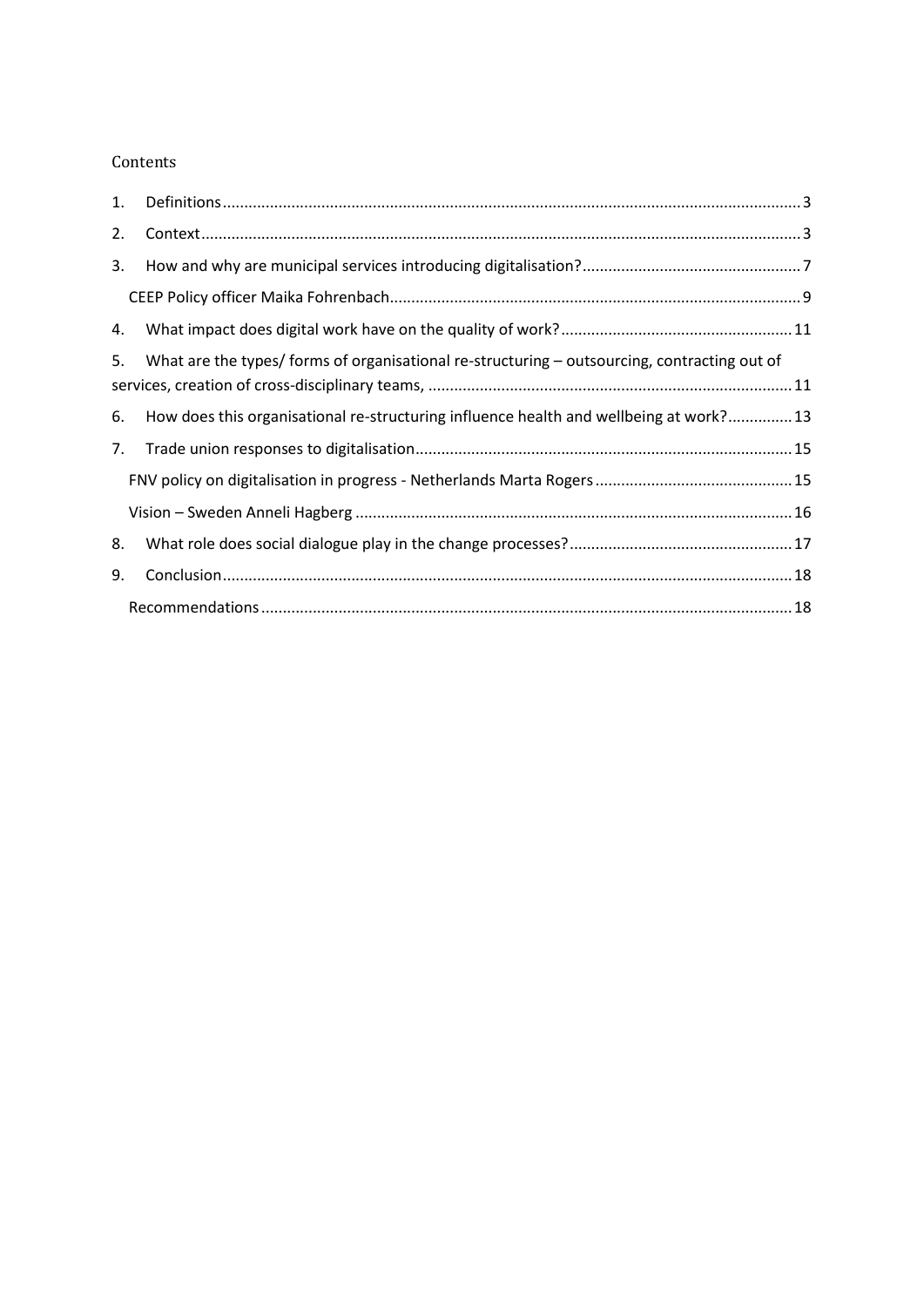Contents

1. Definitions ..... 3
2. Context ..... 3
3. How and why are municipal services introducing digitalisation? ..... 7
   - CEEP Policy officer Maika Fohrenbach ..... 9
4. What impact does digital work have on the quality of work? ..... 11
5. What are the types/ forms of organisational re-structuring – outsourcing, contracting out of services, creation of cross-disciplinary teams, ..... 11
6. How does this organisational re-structuring influence health and wellbeing at work? ..... 13
7. Trade union responses to digitalisation ..... 15
   - FNV policy on digitalisation in progress - Netherlands Marta Rogers ..... 15
   - Vision – Sweden Anneli Hagberg ..... 16
8. What role does social dialogue play in the change processes? ..... 17
9. Conclusion ..... 18
   - Recommendations ..... 18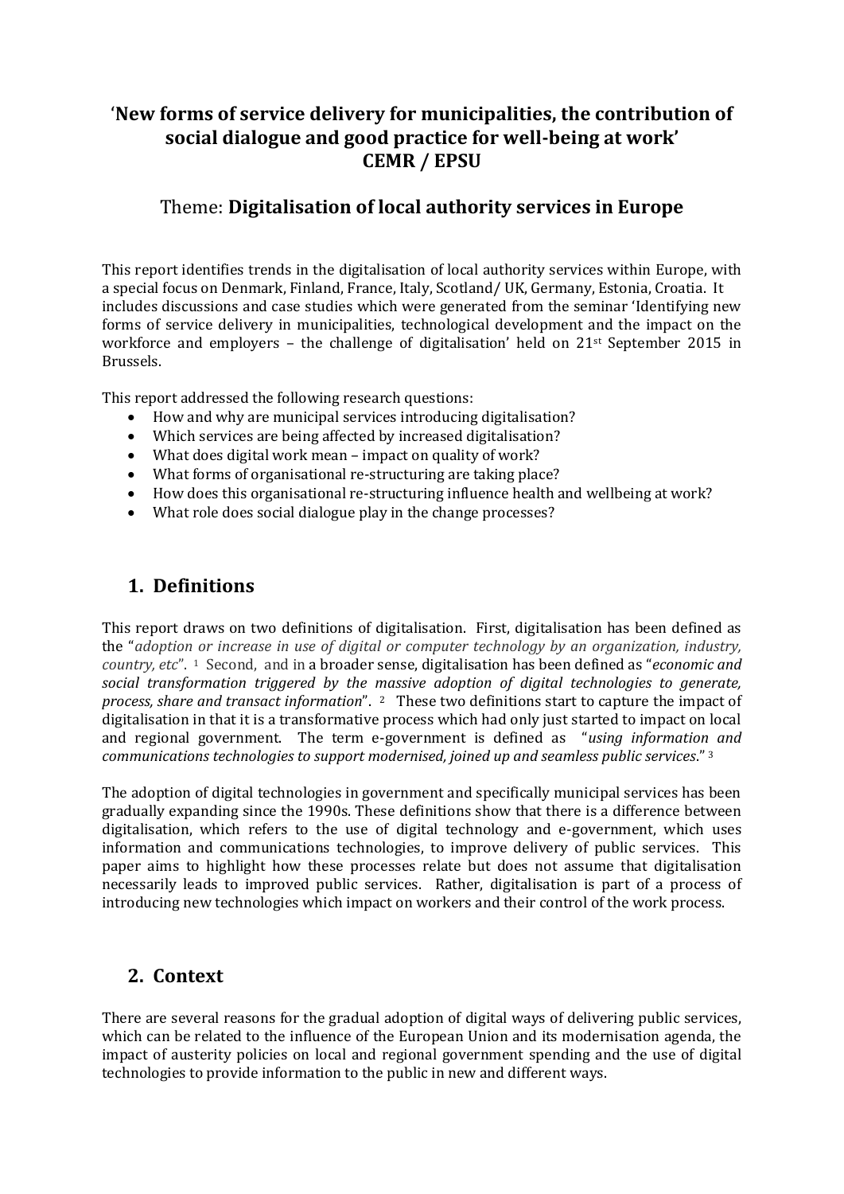# 'New forms of service delivery for municipalities, the contribution of social dialogue and good practice for well-being at work' CEMR / EPSU

## Theme: **Digitalisation of local authority services in Europe**

This report identifies trends in the digitalisation of local authority services within Europe, with a special focus on Denmark, Finland, France, Italy, Scotland/ UK, Germany, Estonia, Croatia. It includes discussions and case studies which were generated from the seminar 'Identifying new forms of service delivery in municipalities, technological development and the impact on the workforce and employers – the challenge of digitalisation' held on 21st September 2015 in Brussels.

This report addressed the following research questions:

- How and why are municipal services introducing digitalisation?
- Which services are being affected by increased digitalisation?
- What does digital work mean – impact on quality of work?
- What forms of organisational re-structuring are taking place?
- How does this organisational re-structuring influence health and wellbeing at work?
- What role does social dialogue play in the change processes?

## 1. Definitions

This report draws on two definitions of digitalisation. First, digitalisation has been defined as the "*adoption or increase in use of digital or computer technology by an organization, industry, country, etc*". [1] Second, and in a broader sense, digitalisation has been defined as "*economic and social transformation triggered by the massive adoption of digital technologies to generate, process, share and transact information*". [2] These two definitions start to capture the impact of digitalisation in that it is a transformative process which had only just started to impact on local and regional government. The term e-government is defined as "*using information and communications technologies to support modernised, joined up and seamless public services*." [3]

The adoption of digital technologies in government and specifically municipal services has been gradually expanding since the 1990s. These definitions show that there is a difference between digitalisation, which refers to the use of digital technology and e-government, which uses information and communications technologies, to improve delivery of public services. This paper aims to highlight how these processes relate but does not assume that digitalisation necessarily leads to improved public services. Rather, digitalisation is part of a process of introducing new technologies which impact on workers and their control of the work process.

## 2. Context

There are several reasons for the gradual adoption of digital ways of delivering public services, which can be related to the influence of the European Union and its modernisation agenda, the impact of austerity policies on local and regional government spending and the use of digital technologies to provide information to the public in new and different ways.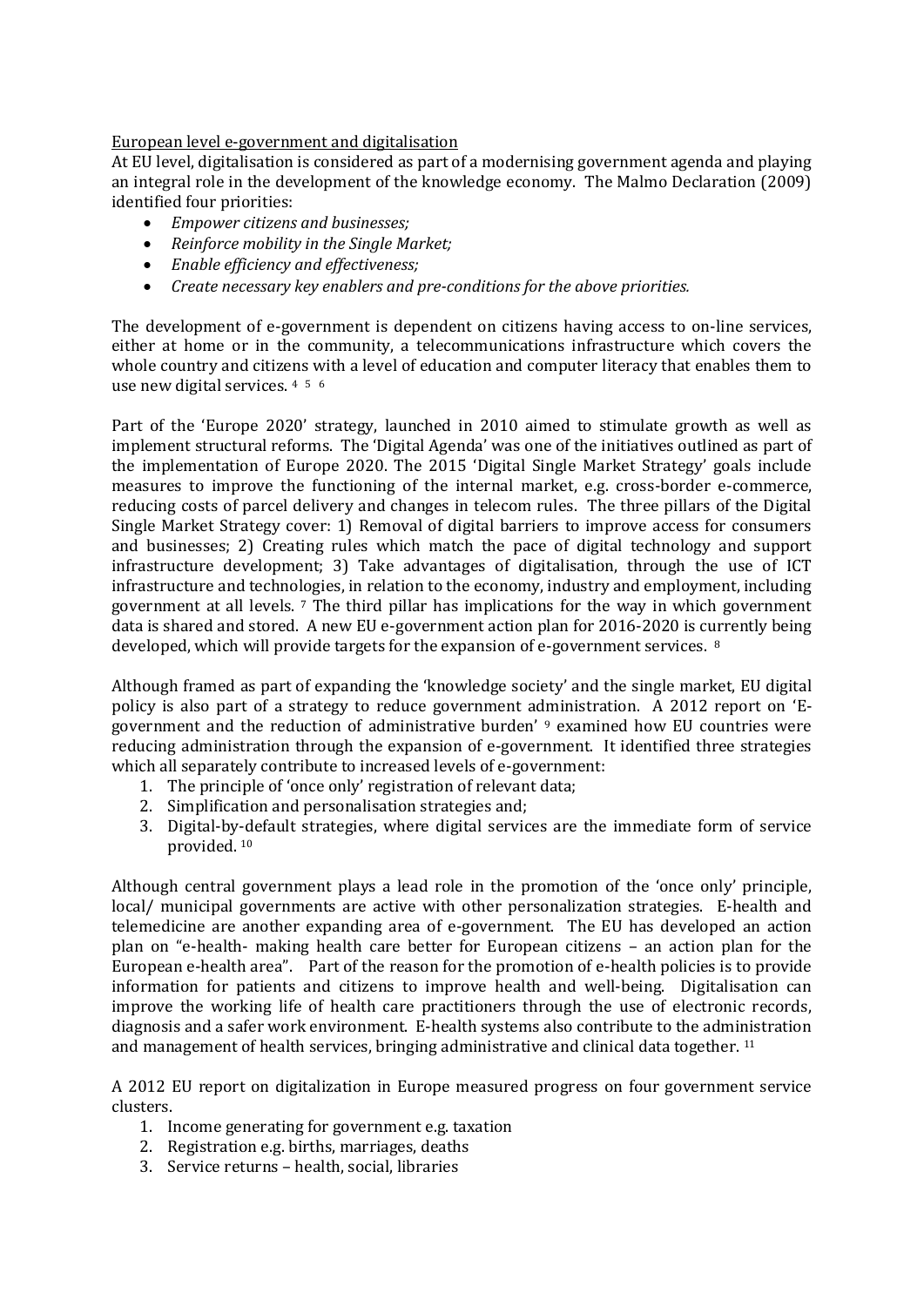European level e-government and digitalisation

At EU level, digitalisation is considered as part of a modernising government agenda and playing an integral role in the development of the knowledge economy. The Malmo Declaration (2009) identified four priorities:

- *Empower citizens and businesses;*
- *Reinforce mobility in the Single Market;*
- *Enable efficiency and effectiveness;*
- *Create necessary key enablers and pre-conditions for the above priorities.*

The development of e-government is dependent on citizens having access to on-line services, either at home or in the community, a telecommunications infrastructure which covers the whole country and citizens with a level of education and computer literacy that enables them to use new digital services. [4] [5] [6]

Part of the 'Europe 2020' strategy, launched in 2010 aimed to stimulate growth as well as implement structural reforms. The 'Digital Agenda' was one of the initiatives outlined as part of the implementation of Europe 2020. The 2015 'Digital Single Market Strategy' goals include measures to improve the functioning of the internal market, e.g. cross-border e-commerce, reducing costs of parcel delivery and changes in telecom rules. The three pillars of the Digital Single Market Strategy cover: 1) Removal of digital barriers to improve access for consumers and businesses; 2) Creating rules which match the pace of digital technology and support infrastructure development; 3) Take advantages of digitalisation, through the use of ICT infrastructure and technologies, in relation to the economy, industry and employment, including government at all levels. [7] The third pillar has implications for the way in which government data is shared and stored. A new EU e-government action plan for 2016-2020 is currently being developed, which will provide targets for the expansion of e-government services. [8]

Although framed as part of expanding the 'knowledge society' and the single market, EU digital policy is also part of a strategy to reduce government administration. A 2012 report on 'E-government and the reduction of administrative burden' [9] examined how EU countries were reducing administration through the expansion of e-government. It identified three strategies which all separately contribute to increased levels of e-government:

1. The principle of 'once only' registration of relevant data;
2. Simplification and personalisation strategies and;
3. Digital-by-default strategies, where digital services are the immediate form of service provided. [10]

Although central government plays a lead role in the promotion of the 'once only' principle, local/ municipal governments are active with other personalization strategies. E-health and telemedicine are another expanding area of e-government. The EU has developed an action plan on "e-health- making health care better for European citizens – an action plan for the European e-health area". Part of the reason for the promotion of e-health policies is to provide information for patients and citizens to improve health and well-being. Digitalisation can improve the working life of health care practitioners through the use of electronic records, diagnosis and a safer work environment. E-health systems also contribute to the administration and management of health services, bringing administrative and clinical data together. [11]

A 2012 EU report on digitalization in Europe measured progress on four government service clusters.

1. Income generating for government e.g. taxation
2. Registration e.g. births, marriages, deaths
3. Service returns – health, social, libraries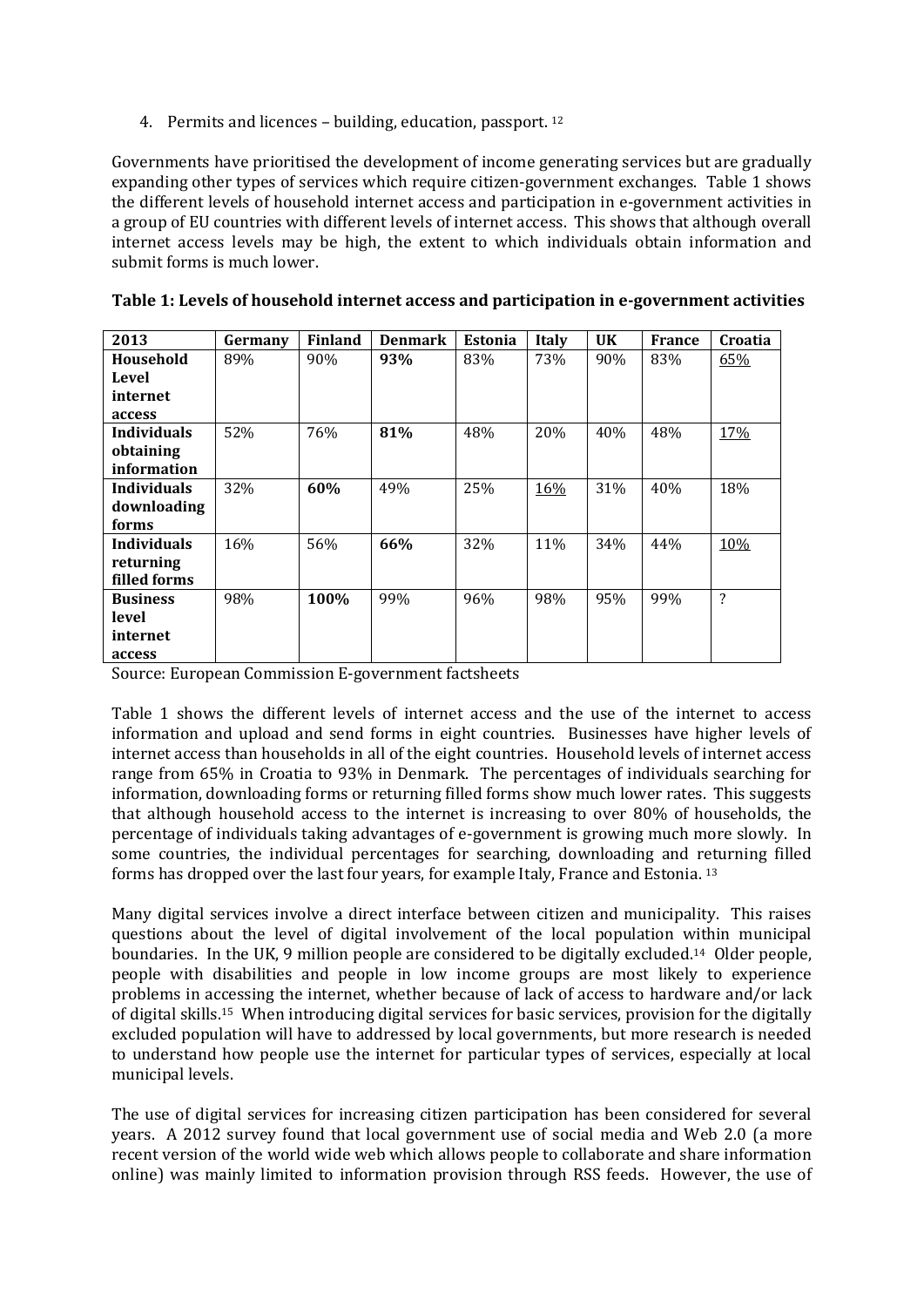4. Permits and licences – building, education, passport. [12]

Governments have prioritised the development of income generating services but are gradually expanding other types of services which require citizen-government exchanges. Table 1 shows the different levels of household internet access and participation in e-government activities in a group of EU countries with different levels of internet access. This shows that although overall internet access levels may be high, the extent to which individuals obtain information and submit forms is much lower.

**Table 1: Levels of household internet access and participation in e-government activities**

| 2013 | Germany | Finland | Denmark | Estonia | Italy | UK | France | Croatia |
|---|---|---|---|---|---|---|---|---|
| **Household Level internet access** | 89% | 90% | **93%** | 83% | 73% | 90% | 83% | 65% |
| **Individuals obtaining information** | 52% | 76% | **81%** | 48% | 20% | 40% | 48% | 17% |
| **Individuals downloading forms** | 32% | **60%** | 49% | 25% | 16% | 31% | 40% | 18% |
| **Individuals returning filled forms** | 16% | 56% | **66%** | 32% | 11% | 34% | 44% | 10% |
| **Business level internet access** | 98% | **100%** | 99% | 96% | 98% | 95% | 99% | ? |

Source: European Commission E-government factsheets

Table 1 shows the different levels of internet access and the use of the internet to access information and upload and send forms in eight countries. Businesses have higher levels of internet access than households in all of the eight countries. Household levels of internet access range from 65% in Croatia to 93% in Denmark. The percentages of individuals searching for information, downloading forms or returning filled forms show much lower rates. This suggests that although household access to the internet is increasing to over 80% of households, the percentage of individuals taking advantages of e-government is growing much more slowly. In some countries, the individual percentages for searching, downloading and returning filled forms has dropped over the last four years, for example Italy, France and Estonia. [13]

Many digital services involve a direct interface between citizen and municipality. This raises questions about the level of digital involvement of the local population within municipal boundaries. In the UK, 9 million people are considered to be digitally excluded.[14] Older people, people with disabilities and people in low income groups are most likely to experience problems in accessing the internet, whether because of lack of access to hardware and/or lack of digital skills.[15] When introducing digital services for basic services, provision for the digitally excluded population will have to addressed by local governments, but more research is needed to understand how people use the internet for particular types of services, especially at local municipal levels.

The use of digital services for increasing citizen participation has been considered for several years. A 2012 survey found that local government use of social media and Web 2.0 (a more recent version of the world wide web which allows people to collaborate and share information online) was mainly limited to information provision through RSS feeds. However, the use of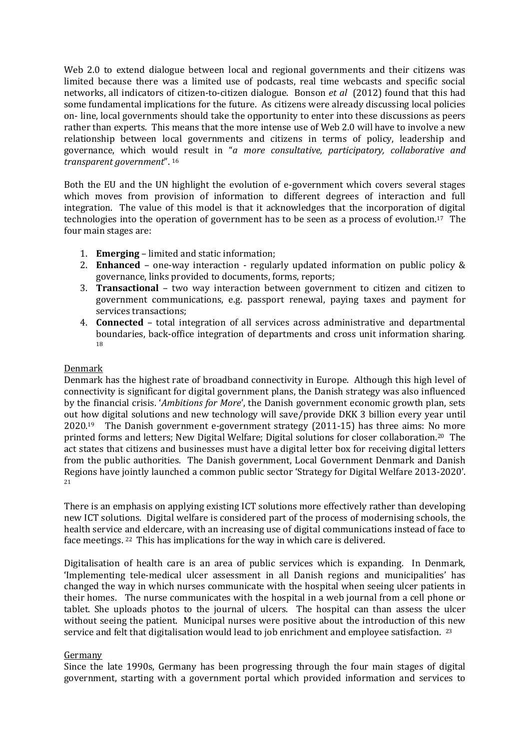Web 2.0 to extend dialogue between local and regional governments and their citizens was limited because there was a limited use of podcasts, real time webcasts and specific social networks, all indicators of citizen-to-citizen dialogue. Bonson *et al* (2012) found that this had some fundamental implications for the future. As citizens were already discussing local policies on- line, local governments should take the opportunity to enter into these discussions as peers rather than experts. This means that the more intense use of Web 2.0 will have to involve a new relationship between local governments and citizens in terms of policy, leadership and governance, which would result in "*a more consultative, participatory, collaborative and transparent government*". [16]

Both the EU and the UN highlight the evolution of e-government which covers several stages which moves from provision of information to different degrees of interaction and full integration. The value of this model is that it acknowledges that the incorporation of digital technologies into the operation of government has to be seen as a process of evolution.[17] The four main stages are:

1. **Emerging** – limited and static information;
2. **Enhanced** – one-way interaction - regularly updated information on public policy & governance, links provided to documents, forms, reports;
3. **Transactional** – two way interaction between government to citizen and citizen to government communications, e.g. passport renewal, paying taxes and payment for services transactions;
4. **Connected** – total integration of all services across administrative and departmental boundaries, back-office integration of departments and cross unit information sharing. [18]

Denmark

Denmark has the highest rate of broadband connectivity in Europe. Although this high level of connectivity is significant for digital government plans, the Danish strategy was also influenced by the financial crisis. '*Ambitions for More*', the Danish government economic growth plan, sets out how digital solutions and new technology will save/provide DKK 3 billion every year until 2020.[19] The Danish government e-government strategy (2011-15) has three aims: No more printed forms and letters; New Digital Welfare; Digital solutions for closer collaboration.[20] The act states that citizens and businesses must have a digital letter box for receiving digital letters from the public authorities. The Danish government, Local Government Denmark and Danish Regions have jointly launched a common public sector 'Strategy for Digital Welfare 2013-2020'. [21]

There is an emphasis on applying existing ICT solutions more effectively rather than developing new ICT solutions. Digital welfare is considered part of the process of modernising schools, the health service and eldercare, with an increasing use of digital communications instead of face to face meetings. [22] This has implications for the way in which care is delivered.

Digitalisation of health care is an area of public services which is expanding. In Denmark, 'Implementing tele-medical ulcer assessment in all Danish regions and municipalities' has changed the way in which nurses communicate with the hospital when seeing ulcer patients in their homes. The nurse communicates with the hospital in a web journal from a cell phone or tablet. She uploads photos to the journal of ulcers. The hospital can than assess the ulcer without seeing the patient. Municipal nurses were positive about the introduction of this new service and felt that digitalisation would lead to job enrichment and employee satisfaction. [23]

Germany

Since the late 1990s, Germany has been progressing through the four main stages of digital government, starting with a government portal which provided information and services to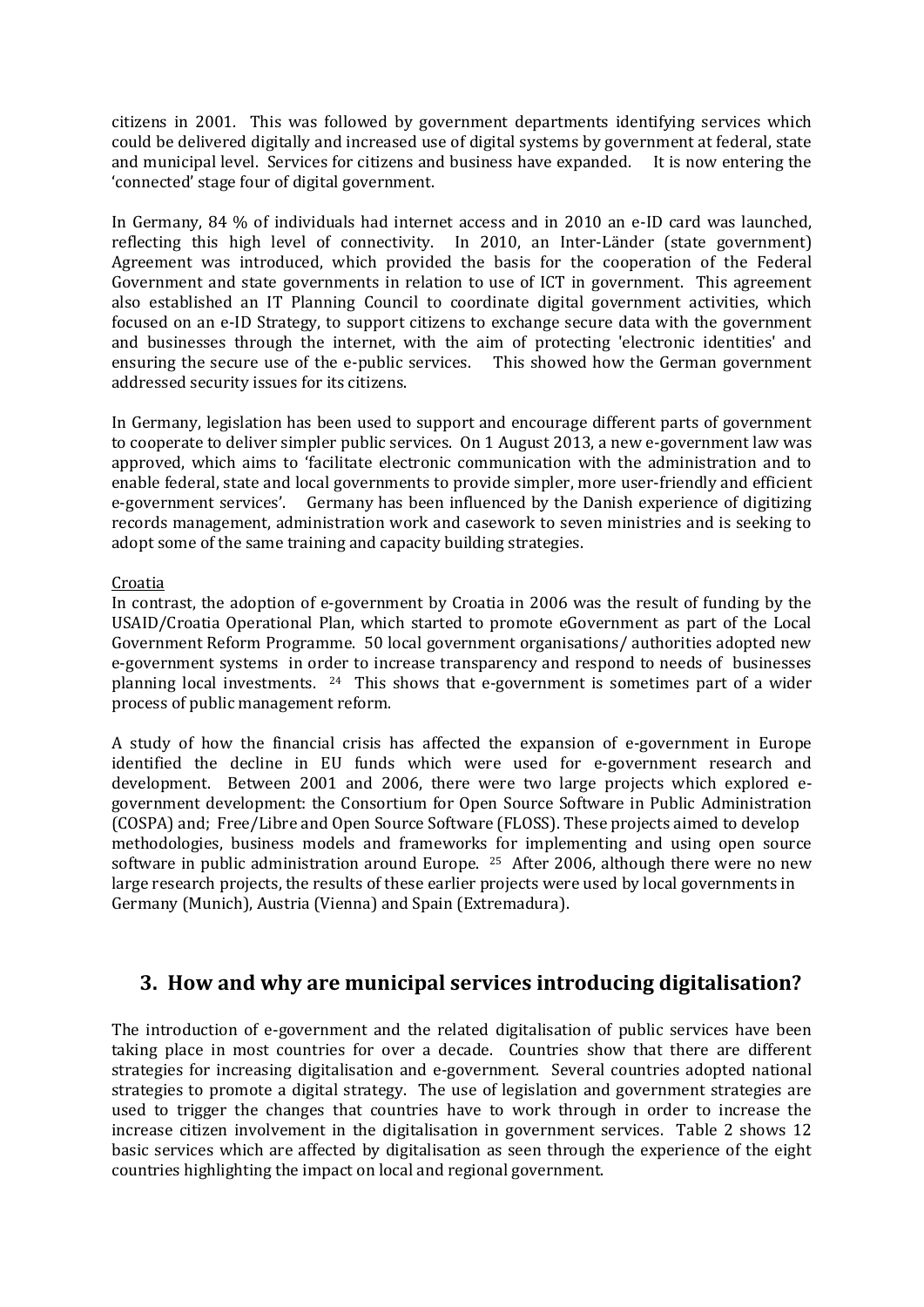citizens in 2001. This was followed by government departments identifying services which could be delivered digitally and increased use of digital systems by government at federal, state and municipal level. Services for citizens and business have expanded. It is now entering the 'connected' stage four of digital government.

In Germany, 84 % of individuals had internet access and in 2010 an e-ID card was launched, reflecting this high level of connectivity. In 2010, an Inter-Länder (state government) Agreement was introduced, which provided the basis for the cooperation of the Federal Government and state governments in relation to use of ICT in government. This agreement also established an IT Planning Council to coordinate digital government activities, which focused on an e-ID Strategy, to support citizens to exchange secure data with the government and businesses through the internet, with the aim of protecting 'electronic identities' and ensuring the secure use of the e-public services. This showed how the German government addressed security issues for its citizens.

In Germany, legislation has been used to support and encourage different parts of government to cooperate to deliver simpler public services. On 1 August 2013, a new e-government law was approved, which aims to 'facilitate electronic communication with the administration and to enable federal, state and local governments to provide simpler, more user-friendly and efficient e-government services'. Germany has been influenced by the Danish experience of digitizing records management, administration work and casework to seven ministries and is seeking to adopt some of the same training and capacity building strategies.

Croatia

In contrast, the adoption of e-government by Croatia in 2006 was the result of funding by the USAID/Croatia Operational Plan, which started to promote eGovernment as part of the Local Government Reform Programme. 50 local government organisations/ authorities adopted new e-government systems in order to increase transparency and respond to needs of businesses planning local investments. [24] This shows that e-government is sometimes part of a wider process of public management reform.

A study of how the financial crisis has affected the expansion of e-government in Europe identified the decline in EU funds which were used for e-government research and development. Between 2001 and 2006, there were two large projects which explored e-government development: the Consortium for Open Source Software in Public Administration (COSPA) and; Free/Libre and Open Source Software (FLOSS). These projects aimed to develop methodologies, business models and frameworks for implementing and using open source software in public administration around Europe. [25] After 2006, although there were no new large research projects, the results of these earlier projects were used by local governments in Germany (Munich), Austria (Vienna) and Spain (Extremadura).

## 3. How and why are municipal services introducing digitalisation?

The introduction of e-government and the related digitalisation of public services have been taking place in most countries for over a decade. Countries show that there are different strategies for increasing digitalisation and e-government. Several countries adopted national strategies to promote a digital strategy. The use of legislation and government strategies are used to trigger the changes that countries have to work through in order to increase the increase citizen involvement in the digitalisation in government services. Table 2 shows 12 basic services which are affected by digitalisation as seen through the experience of the eight countries highlighting the impact on local and regional government.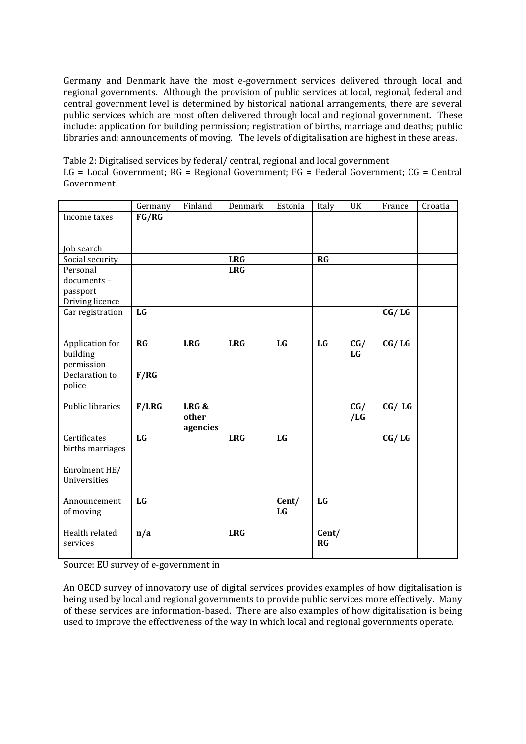Germany and Denmark have the most e-government services delivered through local and regional governments. Although the provision of public services at local, regional, federal and central government level is determined by historical national arrangements, there are several public services which are most often delivered through local and regional government. These include: application for building permission; registration of births, marriage and deaths; public libraries and; announcements of moving. The levels of digitalisation are highest in these areas.

Table 2: Digitalised services by federal/ central, regional and local government

LG = Local Government; RG = Regional Government; FG = Federal Government; CG = Central Government

| | Germany | Finland | Denmark | Estonia | Italy | UK | France | Croatia |
|---|---|---|---|---|---|---|---|---|
| Income taxes | **FG/RG** | | | | | | | |
| Job search | | | | | | | | |
| Social security | | | **LRG** | | **RG** | | | |
| Personal documents – passport Driving licence | | | **LRG** | | | | | |
| Car registration | **LG** | | | | | | **CG/ LG** | |
| Application for building permission | **RG** | **LRG** | **LRG** | **LG** | **LG** | **CG/ LG** | **CG/ LG** | |
| Declaration to police | **F/RG** | | | | | | | |
| Public libraries | **F/LRG** | **LRG & other agencies** | | | | **CG/ /LG** | **CG/ LG** | |
| Certificates births marriages | **LG** | | **LRG** | **LG** | | | **CG/ LG** | |
| Enrolment HE/ Universities | | | | | | | | |
| Announcement of moving | **LG** | | | **Cent/ LG** | **LG** | | | |
| Health related services | **n/a** | | **LRG** | | **Cent/ RG** | | | |

Source: EU survey of e-government in

An OECD survey of innovatory use of digital services provides examples of how digitalisation is being used by local and regional governments to provide public services more effectively. Many of these services are information-based. There are also examples of how digitalisation is being used to improve the effectiveness of the way in which local and regional governments operate.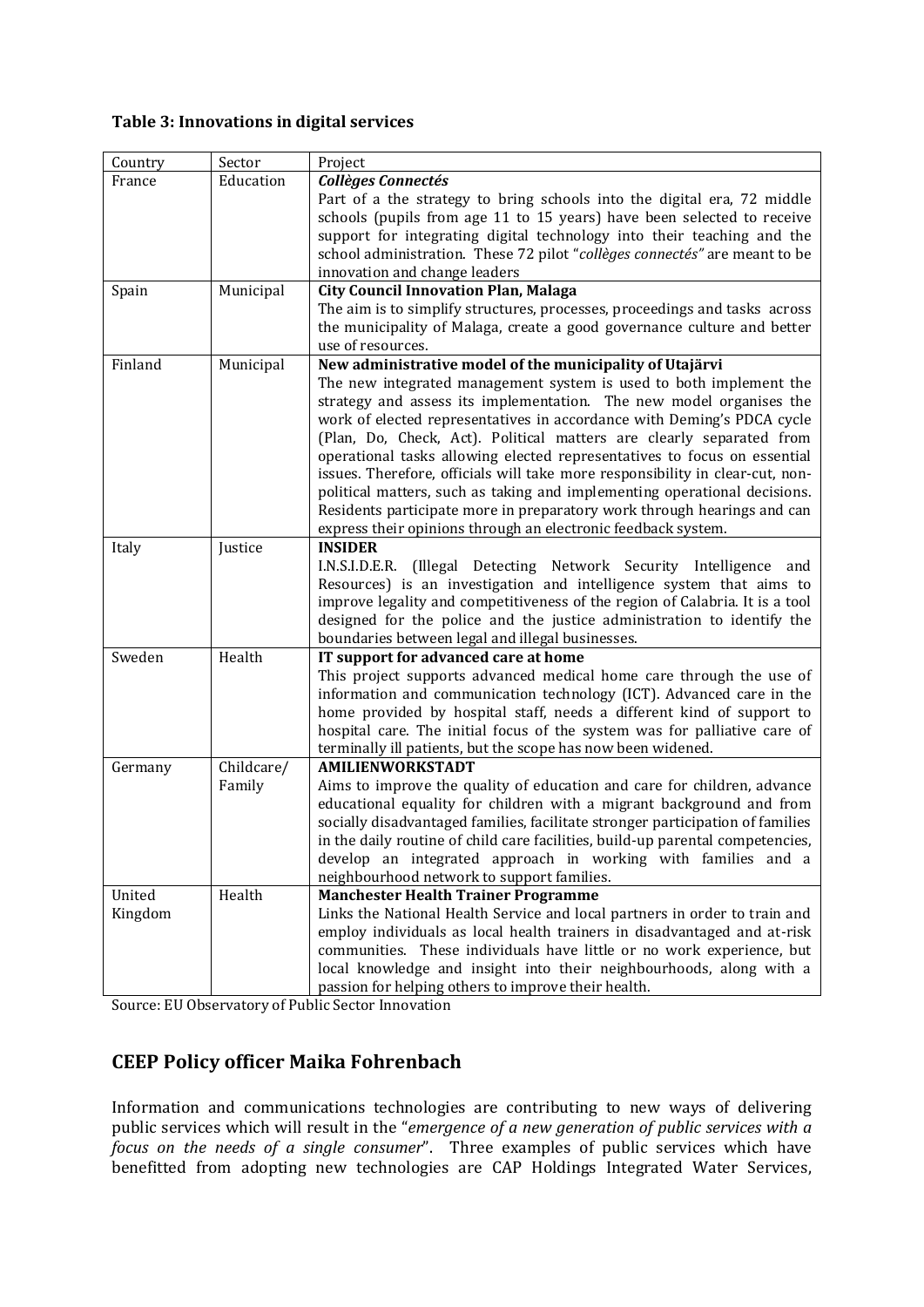**Table 3: Innovations in digital services**

| Country | Sector | Project |
|---|---|---|
| France | Education | ***Collèges Connectés*** Part of a the strategy to bring schools into the digital era, 72 middle schools (pupils from age 11 to 15 years) have been selected to receive support for integrating digital technology into their teaching and the school administration. These 72 pilot "*collèges connectés"* are meant to be innovation and change leaders |
| Spain | Municipal | **City Council Innovation Plan, Malaga** The aim is to simplify structures, processes, proceedings and tasks across the municipality of Malaga, create a good governance culture and better use of resources. |
| Finland | Municipal | **New administrative model of the municipality of Utajärvi** The new integrated management system is used to both implement the strategy and assess its implementation. The new model organises the work of elected representatives in accordance with Deming's PDCA cycle (Plan, Do, Check, Act). Political matters are clearly separated from operational tasks allowing elected representatives to focus on essential issues. Therefore, officials will take more responsibility in clear-cut, non-political matters, such as taking and implementing operational decisions. Residents participate more in preparatory work through hearings and can express their opinions through an electronic feedback system. |
| Italy | Justice | **INSIDER** I.N.S.I.D.E.R. (Illegal Detecting Network Security Intelligence and Resources) is an investigation and intelligence system that aims to improve legality and competitiveness of the region of Calabria. It is a tool designed for the police and the justice administration to identify the boundaries between legal and illegal businesses. |
| Sweden | Health | **IT support for advanced care at home** This project supports advanced medical home care through the use of information and communication technology (ICT). Advanced care in the home provided by hospital staff, needs a different kind of support to hospital care. The initial focus of the system was for palliative care of terminally ill patients, but the scope has now been widened. |
| Germany | Childcare/ Family | **AMILIENWORKSTADT** Aims to improve the quality of education and care for children, advance educational equality for children with a migrant background and from socially disadvantaged families, facilitate stronger participation of families in the daily routine of child care facilities, build-up parental competencies, develop an integrated approach in working with families and a neighbourhood network to support families. |
| United Kingdom | Health | **Manchester Health Trainer Programme** Links the National Health Service and local partners in order to train and employ individuals as local health trainers in disadvantaged and at-risk communities. These individuals have little or no work experience, but local knowledge and insight into their neighbourhoods, along with a passion for helping others to improve their health. |

Source: EU Observatory of Public Sector Innovation

## CEEP Policy officer Maika Fohrenbach

Information and communications technologies are contributing to new ways of delivering public services which will result in the "*emergence of a new generation of public services with a focus on the needs of a single consumer*". Three examples of public services which have benefitted from adopting new technologies are CAP Holdings Integrated Water Services,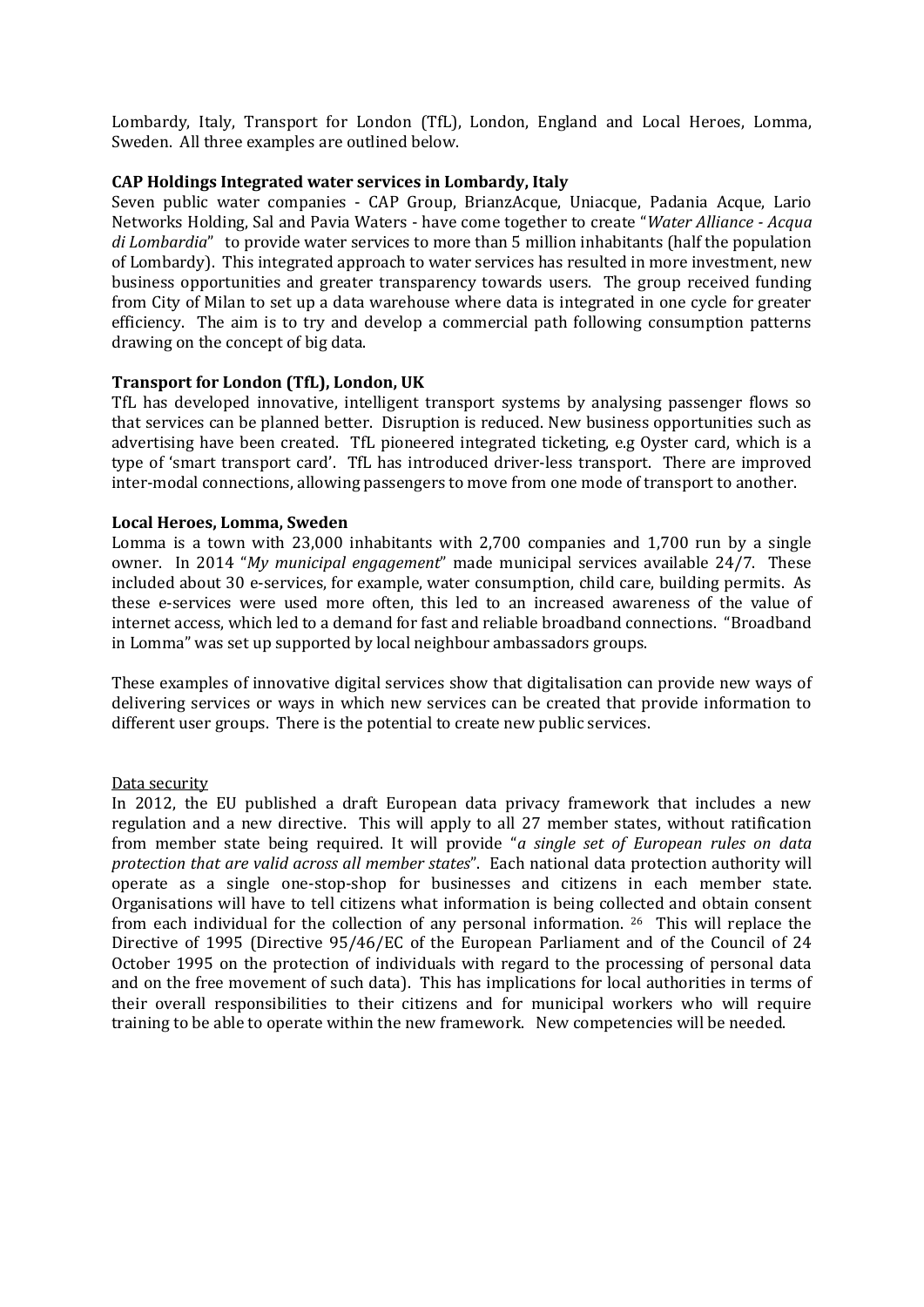Lombardy, Italy, Transport for London (TfL), London, England and Local Heroes, Lomma, Sweden. All three examples are outlined below.

**CAP Holdings Integrated water services in Lombardy, Italy**

Seven public water companies - CAP Group, BrianzAcque, Uniacque, Padania Acque, Lario Networks Holding, Sal and Pavia Waters - have come together to create "*Water Alliance - Acqua di Lombardia*" to provide water services to more than 5 million inhabitants (half the population of Lombardy). This integrated approach to water services has resulted in more investment, new business opportunities and greater transparency towards users. The group received funding from City of Milan to set up a data warehouse where data is integrated in one cycle for greater efficiency. The aim is to try and develop a commercial path following consumption patterns drawing on the concept of big data.

**Transport for London (TfL), London, UK**

TfL has developed innovative, intelligent transport systems by analysing passenger flows so that services can be planned better. Disruption is reduced. New business opportunities such as advertising have been created. TfL pioneered integrated ticketing, e.g Oyster card, which is a type of 'smart transport card'. TfL has introduced driver-less transport. There are improved inter-modal connections, allowing passengers to move from one mode of transport to another.

**Local Heroes, Lomma, Sweden**

Lomma is a town with 23,000 inhabitants with 2,700 companies and 1,700 run by a single owner. In 2014 "*My municipal engagement*" made municipal services available 24/7. These included about 30 e-services, for example, water consumption, child care, building permits. As these e-services were used more often, this led to an increased awareness of the value of internet access, which led to a demand for fast and reliable broadband connections. "Broadband in Lomma" was set up supported by local neighbour ambassadors groups.

These examples of innovative digital services show that digitalisation can provide new ways of delivering services or ways in which new services can be created that provide information to different user groups. There is the potential to create new public services.

Data security

In 2012, the EU published a draft European data privacy framework that includes a new regulation and a new directive. This will apply to all 27 member states, without ratification from member state being required. It will provide "*a single set of European rules on data protection that are valid across all member states*". Each national data protection authority will operate as a single one-stop-shop for businesses and citizens in each member state. Organisations will have to tell citizens what information is being collected and obtain consent from each individual for the collection of any personal information. [26] This will replace the Directive of 1995 (Directive 95/46/EC of the European Parliament and of the Council of 24 October 1995 on the protection of individuals with regard to the processing of personal data and on the free movement of such data). This has implications for local authorities in terms of their overall responsibilities to their citizens and for municipal workers who will require training to be able to operate within the new framework. New competencies will be needed.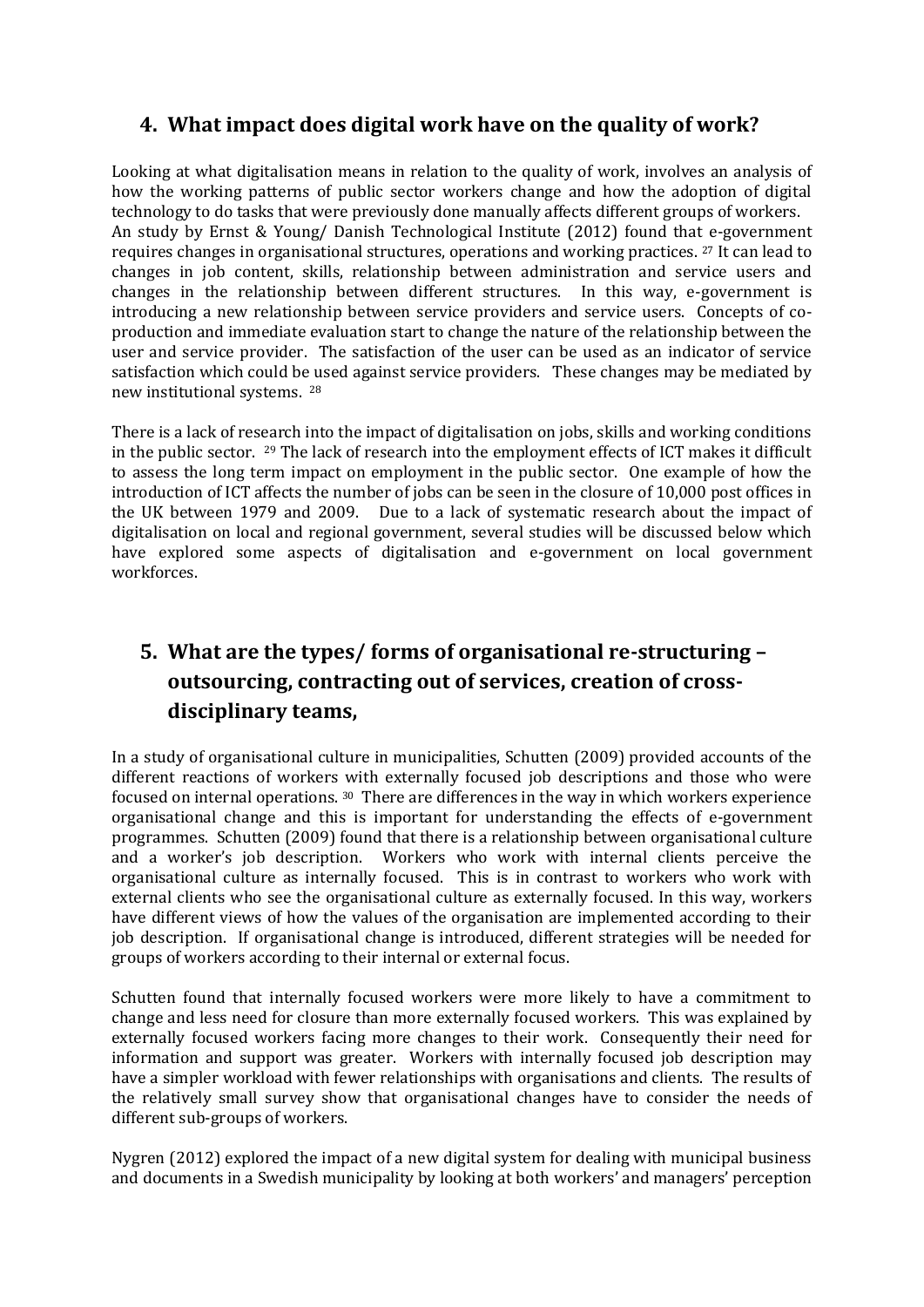## 4. What impact does digital work have on the quality of work?

Looking at what digitalisation means in relation to the quality of work, involves an analysis of how the working patterns of public sector workers change and how the adoption of digital technology to do tasks that were previously done manually affects different groups of workers. An study by Ernst & Young/ Danish Technological Institute (2012) found that e-government requires changes in organisational structures, operations and working practices. [27] It can lead to changes in job content, skills, relationship between administration and service users and changes in the relationship between different structures. In this way, e-government is introducing a new relationship between service providers and service users. Concepts of co-production and immediate evaluation start to change the nature of the relationship between the user and service provider. The satisfaction of the user can be used as an indicator of service satisfaction which could be used against service providers. These changes may be mediated by new institutional systems. [28]

There is a lack of research into the impact of digitalisation on jobs, skills and working conditions in the public sector. [29] The lack of research into the employment effects of ICT makes it difficult to assess the long term impact on employment in the public sector. One example of how the introduction of ICT affects the number of jobs can be seen in the closure of 10,000 post offices in the UK between 1979 and 2009. Due to a lack of systematic research about the impact of digitalisation on local and regional government, several studies will be discussed below which have explored some aspects of digitalisation and e-government on local government workforces.

## 5. What are the types/ forms of organisational re-structuring – outsourcing, contracting out of services, creation of cross-disciplinary teams,

In a study of organisational culture in municipalities, Schutten (2009) provided accounts of the different reactions of workers with externally focused job descriptions and those who were focused on internal operations. [30] There are differences in the way in which workers experience organisational change and this is important for understanding the effects of e-government programmes. Schutten (2009) found that there is a relationship between organisational culture and a worker's job description. Workers who work with internal clients perceive the organisational culture as internally focused. This is in contrast to workers who work with external clients who see the organisational culture as externally focused. In this way, workers have different views of how the values of the organisation are implemented according to their job description. If organisational change is introduced, different strategies will be needed for groups of workers according to their internal or external focus.

Schutten found that internally focused workers were more likely to have a commitment to change and less need for closure than more externally focused workers. This was explained by externally focused workers facing more changes to their work. Consequently their need for information and support was greater. Workers with internally focused job description may have a simpler workload with fewer relationships with organisations and clients. The results of the relatively small survey show that organisational changes have to consider the needs of different sub-groups of workers.

Nygren (2012) explored the impact of a new digital system for dealing with municipal business and documents in a Swedish municipality by looking at both workers' and managers' perception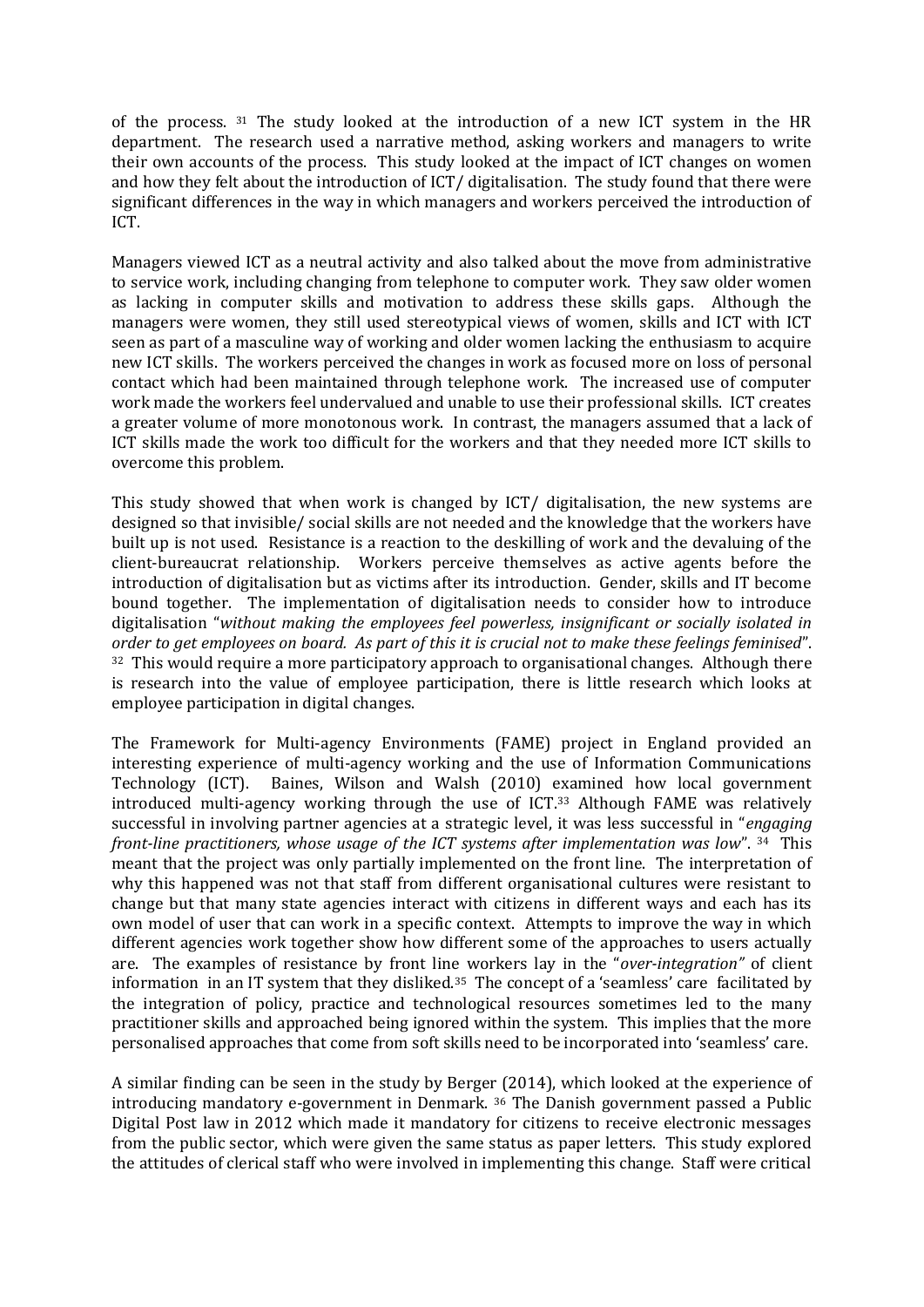of the process. [31] The study looked at the introduction of a new ICT system in the HR department. The research used a narrative method, asking workers and managers to write their own accounts of the process. This study looked at the impact of ICT changes on women and how they felt about the introduction of ICT/ digitalisation. The study found that there were significant differences in the way in which managers and workers perceived the introduction of ICT.

Managers viewed ICT as a neutral activity and also talked about the move from administrative to service work, including changing from telephone to computer work. They saw older women as lacking in computer skills and motivation to address these skills gaps. Although the managers were women, they still used stereotypical views of women, skills and ICT with ICT seen as part of a masculine way of working and older women lacking the enthusiasm to acquire new ICT skills. The workers perceived the changes in work as focused more on loss of personal contact which had been maintained through telephone work. The increased use of computer work made the workers feel undervalued and unable to use their professional skills. ICT creates a greater volume of more monotonous work. In contrast, the managers assumed that a lack of ICT skills made the work too difficult for the workers and that they needed more ICT skills to overcome this problem.

This study showed that when work is changed by ICT/ digitalisation, the new systems are designed so that invisible/ social skills are not needed and the knowledge that the workers have built up is not used. Resistance is a reaction to the deskilling of work and the devaluing of the client-bureaucrat relationship. Workers perceive themselves as active agents before the introduction of digitalisation but as victims after its introduction. Gender, skills and IT become bound together. The implementation of digitalisation needs to consider how to introduce digitalisation "*without making the employees feel powerless, insignificant or socially isolated in order to get employees on board. As part of this it is crucial not to make these feelings feminised*". [32] This would require a more participatory approach to organisational changes. Although there is research into the value of employee participation, there is little research which looks at employee participation in digital changes.

The Framework for Multi-agency Environments (FAME) project in England provided an interesting experience of multi-agency working and the use of Information Communications Technology (ICT). Baines, Wilson and Walsh (2010) examined how local government introduced multi-agency working through the use of ICT.[33] Although FAME was relatively successful in involving partner agencies at a strategic level, it was less successful in "*engaging front-line practitioners, whose usage of the ICT systems after implementation was low*". [34] This meant that the project was only partially implemented on the front line. The interpretation of why this happened was not that staff from different organisational cultures were resistant to change but that many state agencies interact with citizens in different ways and each has its own model of user that can work in a specific context. Attempts to improve the way in which different agencies work together show how different some of the approaches to users actually are. The examples of resistance by front line workers lay in the "*over-integration"* of client information in an IT system that they disliked.[35] The concept of a 'seamless' care facilitated by the integration of policy, practice and technological resources sometimes led to the many practitioner skills and approached being ignored within the system. This implies that the more personalised approaches that come from soft skills need to be incorporated into 'seamless' care.

A similar finding can be seen in the study by Berger (2014), which looked at the experience of introducing mandatory e-government in Denmark. [36] The Danish government passed a Public Digital Post law in 2012 which made it mandatory for citizens to receive electronic messages from the public sector, which were given the same status as paper letters. This study explored the attitudes of clerical staff who were involved in implementing this change. Staff were critical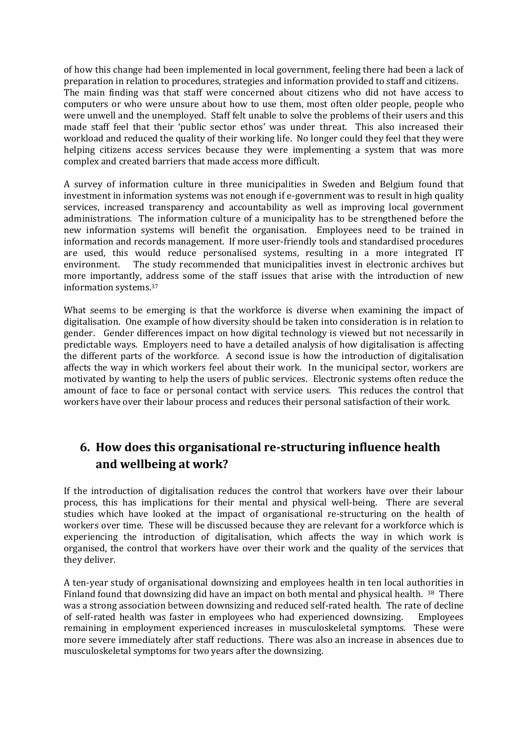of how this change had been implemented in local government, feeling there had been a lack of preparation in relation to procedures, strategies and information provided to staff and citizens. The main finding was that staff were concerned about citizens who did not have access to computers or who were unsure about how to use them, most often older people, people who were unwell and the unemployed. Staff felt unable to solve the problems of their users and this made staff feel that their 'public sector ethos' was under threat. This also increased their workload and reduced the quality of their working life. No longer could they feel that they were helping citizens access services because they were implementing a system that was more complex and created barriers that made access more difficult.

A survey of information culture in three municipalities in Sweden and Belgium found that investment in information systems was not enough if e-government was to result in high quality services, increased transparency and accountability as well as improving local government administrations. The information culture of a municipality has to be strengthened before the new information systems will benefit the organisation. Employees need to be trained in information and records management. If more user-friendly tools and standardised procedures are used, this would reduce personalised systems, resulting in a more integrated IT environment. The study recommended that municipalities invest in electronic archives but more importantly, address some of the staff issues that arise with the introduction of new information systems.[37]

What seems to be emerging is that the workforce is diverse when examining the impact of digitalisation. One example of how diversity should be taken into consideration is in relation to gender. Gender differences impact on how digital technology is viewed but not necessarily in predictable ways. Employers need to have a detailed analysis of how digitalisation is affecting the different parts of the workforce. A second issue is how the introduction of digitalisation affects the way in which workers feel about their work. In the municipal sector, workers are motivated by wanting to help the users of public services. Electronic systems often reduce the amount of face to face or personal contact with service users. This reduces the control that workers have over their labour process and reduces their personal satisfaction of their work.

## 6. How does this organisational re-structuring influence health and wellbeing at work?

If the introduction of digitalisation reduces the control that workers have over their labour process, this has implications for their mental and physical well-being. There are several studies which have looked at the impact of organisational re-structuring on the health of workers over time. These will be discussed because they are relevant for a workforce which is experiencing the introduction of digitalisation, which affects the way in which work is organised, the control that workers have over their work and the quality of the services that they deliver.

A ten-year study of organisational downsizing and employees health in ten local authorities in Finland found that downsizing did have an impact on both mental and physical health.[38] There was a strong association between downsizing and reduced self-rated health. The rate of decline of self-rated health was faster in employees who had experienced downsizing. Employees remaining in employment experienced increases in musculoskeletal symptoms. These were more severe immediately after staff reductions. There was also an increase in absences due to musculoskeletal symptoms for two years after the downsizing.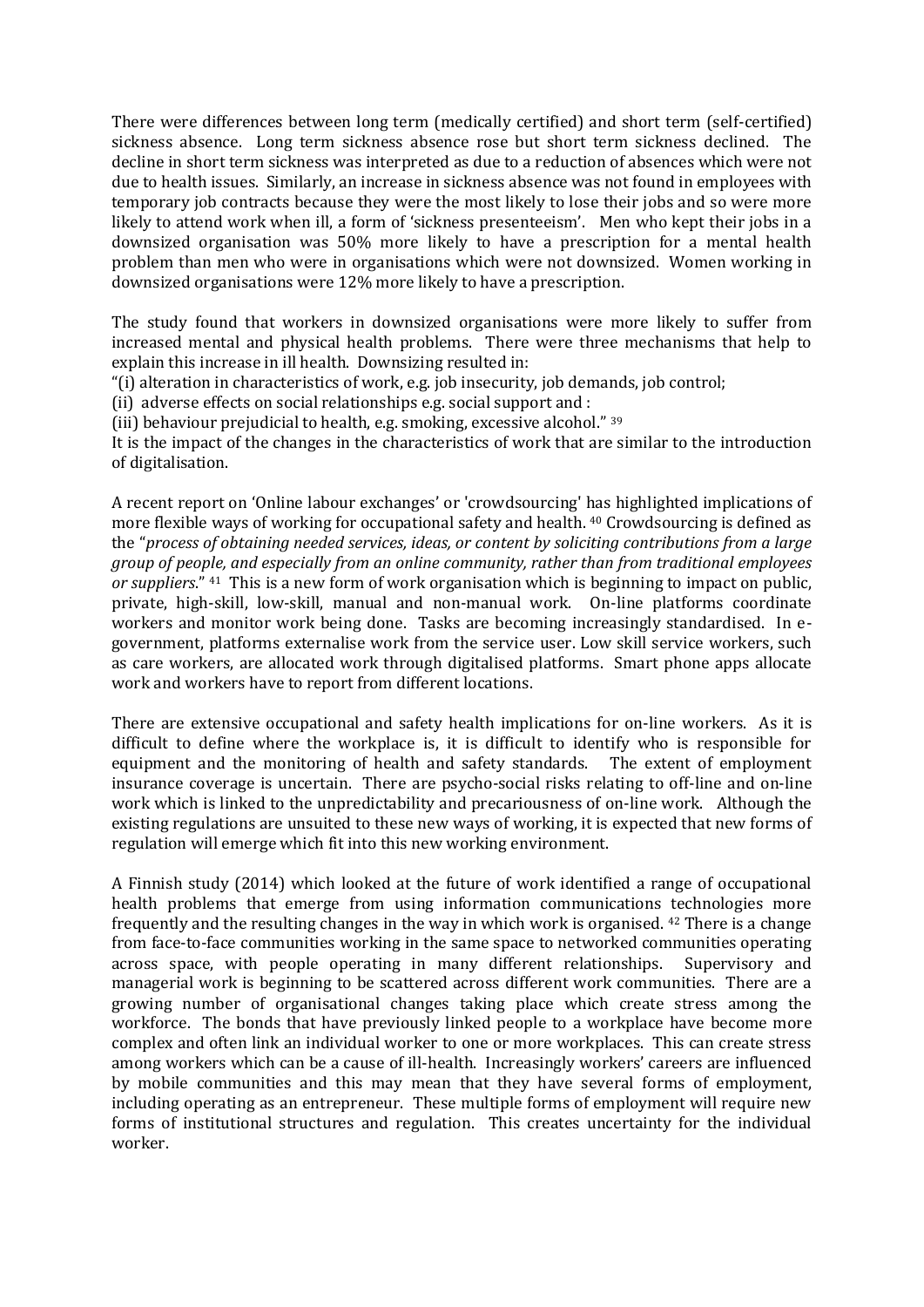There were differences between long term (medically certified) and short term (self-certified) sickness absence. Long term sickness absence rose but short term sickness declined. The decline in short term sickness was interpreted as due to a reduction of absences which were not due to health issues. Similarly, an increase in sickness absence was not found in employees with temporary job contracts because they were the most likely to lose their jobs and so were more likely to attend work when ill, a form of 'sickness presenteeism'. Men who kept their jobs in a downsized organisation was 50% more likely to have a prescription for a mental health problem than men who were in organisations which were not downsized. Women working in downsized organisations were 12% more likely to have a prescription.

The study found that workers in downsized organisations were more likely to suffer from increased mental and physical health problems. There were three mechanisms that help to explain this increase in ill health. Downsizing resulted in:

"(i) alteration in characteristics of work, e.g. job insecurity, job demands, job control;

(ii) adverse effects on social relationships e.g. social support and :

(iii) behaviour prejudicial to health, e.g. smoking, excessive alcohol." [39]

It is the impact of the changes in the characteristics of work that are similar to the introduction of digitalisation.

A recent report on 'Online labour exchanges' or 'crowdsourcing' has highlighted implications of more flexible ways of working for occupational safety and health. [40] Crowdsourcing is defined as the "*process of obtaining needed services, ideas, or content by soliciting contributions from a large group of people, and especially from an online community, rather than from traditional employees or suppliers*." [41] This is a new form of work organisation which is beginning to impact on public, private, high-skill, low-skill, manual and non-manual work. On-line platforms coordinate workers and monitor work being done. Tasks are becoming increasingly standardised. In e-government, platforms externalise work from the service user. Low skill service workers, such as care workers, are allocated work through digitalised platforms. Smart phone apps allocate work and workers have to report from different locations.

There are extensive occupational and safety health implications for on-line workers. As it is difficult to define where the workplace is, it is difficult to identify who is responsible for equipment and the monitoring of health and safety standards. The extent of employment insurance coverage is uncertain. There are psycho-social risks relating to off-line and on-line work which is linked to the unpredictability and precariousness of on-line work. Although the existing regulations are unsuited to these new ways of working, it is expected that new forms of regulation will emerge which fit into this new working environment.

A Finnish study (2014) which looked at the future of work identified a range of occupational health problems that emerge from using information communications technologies more frequently and the resulting changes in the way in which work is organised. [42] There is a change from face-to-face communities working in the same space to networked communities operating across space, with people operating in many different relationships. Supervisory and managerial work is beginning to be scattered across different work communities. There are a growing number of organisational changes taking place which create stress among the workforce. The bonds that have previously linked people to a workplace have become more complex and often link an individual worker to one or more workplaces. This can create stress among workers which can be a cause of ill-health. Increasingly workers' careers are influenced by mobile communities and this may mean that they have several forms of employment, including operating as an entrepreneur. These multiple forms of employment will require new forms of institutional structures and regulation. This creates uncertainty for the individual worker.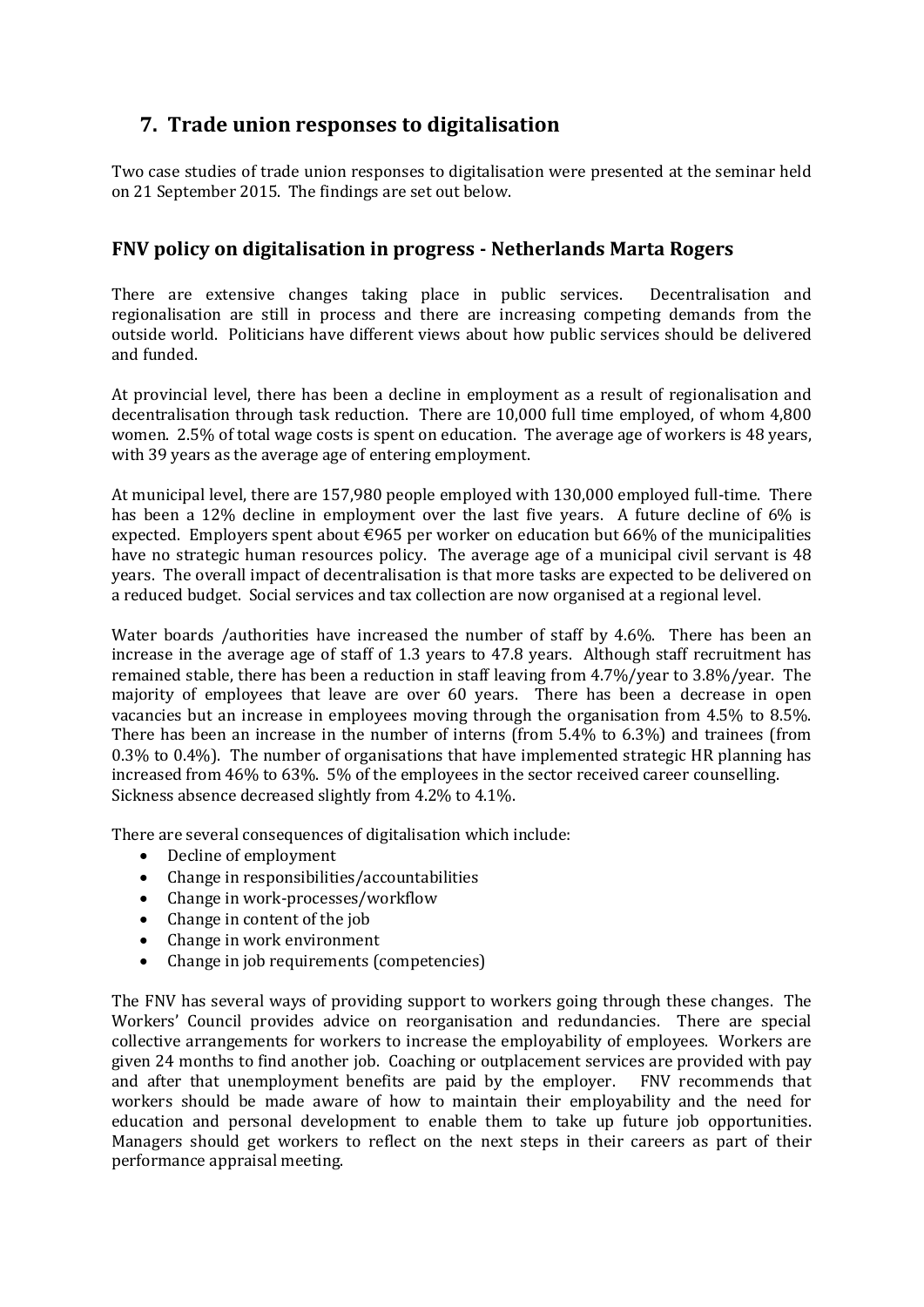## 7. Trade union responses to digitalisation

Two case studies of trade union responses to digitalisation were presented at the seminar held on 21 September 2015. The findings are set out below.

### FNV policy on digitalisation in progress - Netherlands Marta Rogers

There are extensive changes taking place in public services. Decentralisation and regionalisation are still in process and there are increasing competing demands from the outside world. Politicians have different views about how public services should be delivered and funded.

At provincial level, there has been a decline in employment as a result of regionalisation and decentralisation through task reduction. There are 10,000 full time employed, of whom 4,800 women. 2.5% of total wage costs is spent on education. The average age of workers is 48 years, with 39 years as the average age of entering employment.

At municipal level, there are 157,980 people employed with 130,000 employed full-time. There has been a 12% decline in employment over the last five years. A future decline of 6% is expected. Employers spent about €965 per worker on education but 66% of the municipalities have no strategic human resources policy. The average age of a municipal civil servant is 48 years. The overall impact of decentralisation is that more tasks are expected to be delivered on a reduced budget. Social services and tax collection are now organised at a regional level.

Water boards /authorities have increased the number of staff by 4.6%. There has been an increase in the average age of staff of 1.3 years to 47.8 years. Although staff recruitment has remained stable, there has been a reduction in staff leaving from 4.7%/year to 3.8%/year. The majority of employees that leave are over 60 years. There has been a decrease in open vacancies but an increase in employees moving through the organisation from 4.5% to 8.5%. There has been an increase in the number of interns (from 5.4% to 6.3%) and trainees (from 0.3% to 0.4%). The number of organisations that have implemented strategic HR planning has increased from 46% to 63%. 5% of the employees in the sector received career counselling. Sickness absence decreased slightly from 4.2% to 4.1%.

There are several consequences of digitalisation which include:

- Decline of employment
- Change in responsibilities/accountabilities
- Change in work-processes/workflow
- Change in content of the job
- Change in work environment
- Change in job requirements (competencies)

The FNV has several ways of providing support to workers going through these changes. The Workers' Council provides advice on reorganisation and redundancies. There are special collective arrangements for workers to increase the employability of employees. Workers are given 24 months to find another job. Coaching or outplacement services are provided with pay and after that unemployment benefits are paid by the employer. FNV recommends that workers should be made aware of how to maintain their employability and the need for education and personal development to enable them to take up future job opportunities. Managers should get workers to reflect on the next steps in their careers as part of their performance appraisal meeting.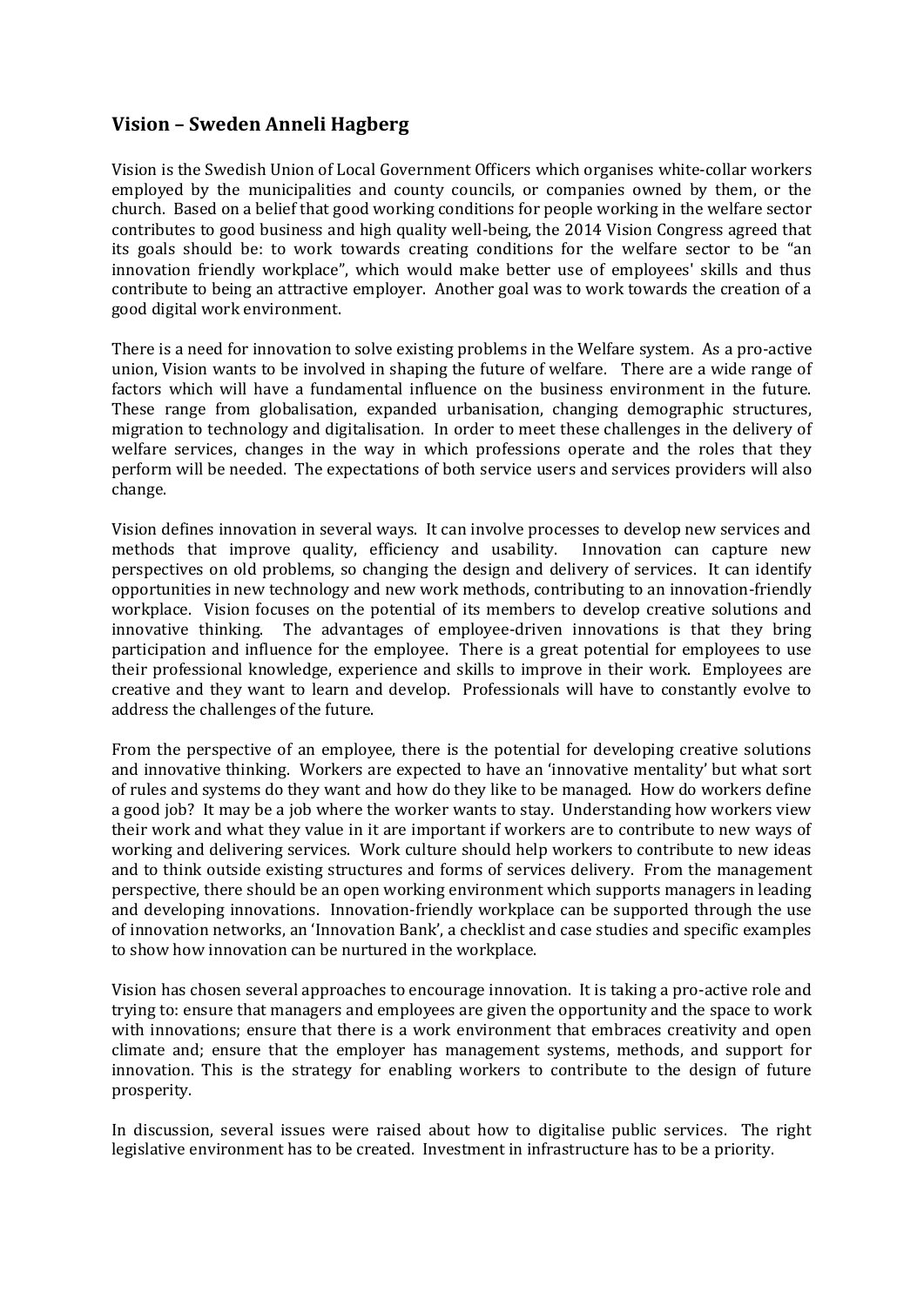## Vision – Sweden Anneli Hagberg

Vision is the Swedish Union of Local Government Officers which organises white-collar workers employed by the municipalities and county councils, or companies owned by them, or the church. Based on a belief that good working conditions for people working in the welfare sector contributes to good business and high quality well-being, the 2014 Vision Congress agreed that its goals should be: to work towards creating conditions for the welfare sector to be "an innovation friendly workplace", which would make better use of employees' skills and thus contribute to being an attractive employer. Another goal was to work towards the creation of a good digital work environment.

There is a need for innovation to solve existing problems in the Welfare system. As a pro-active union, Vision wants to be involved in shaping the future of welfare. There are a wide range of factors which will have a fundamental influence on the business environment in the future. These range from globalisation, expanded urbanisation, changing demographic structures, migration to technology and digitalisation. In order to meet these challenges in the delivery of welfare services, changes in the way in which professions operate and the roles that they perform will be needed. The expectations of both service users and services providers will also change.

Vision defines innovation in several ways. It can involve processes to develop new services and methods that improve quality, efficiency and usability. Innovation can capture new perspectives on old problems, so changing the design and delivery of services. It can identify opportunities in new technology and new work methods, contributing to an innovation-friendly workplace. Vision focuses on the potential of its members to develop creative solutions and innovative thinking. The advantages of employee-driven innovations is that they bring participation and influence for the employee. There is a great potential for employees to use their professional knowledge, experience and skills to improve in their work. Employees are creative and they want to learn and develop. Professionals will have to constantly evolve to address the challenges of the future.

From the perspective of an employee, there is the potential for developing creative solutions and innovative thinking. Workers are expected to have an 'innovative mentality' but what sort of rules and systems do they want and how do they like to be managed. How do workers define a good job? It may be a job where the worker wants to stay. Understanding how workers view their work and what they value in it are important if workers are to contribute to new ways of working and delivering services. Work culture should help workers to contribute to new ideas and to think outside existing structures and forms of services delivery. From the management perspective, there should be an open working environment which supports managers in leading and developing innovations. Innovation-friendly workplace can be supported through the use of innovation networks, an 'Innovation Bank', a checklist and case studies and specific examples to show how innovation can be nurtured in the workplace.

Vision has chosen several approaches to encourage innovation. It is taking a pro-active role and trying to: ensure that managers and employees are given the opportunity and the space to work with innovations; ensure that there is a work environment that embraces creativity and open climate and; ensure that the employer has management systems, methods, and support for innovation. This is the strategy for enabling workers to contribute to the design of future prosperity.

In discussion, several issues were raised about how to digitalise public services. The right legislative environment has to be created. Investment in infrastructure has to be a priority.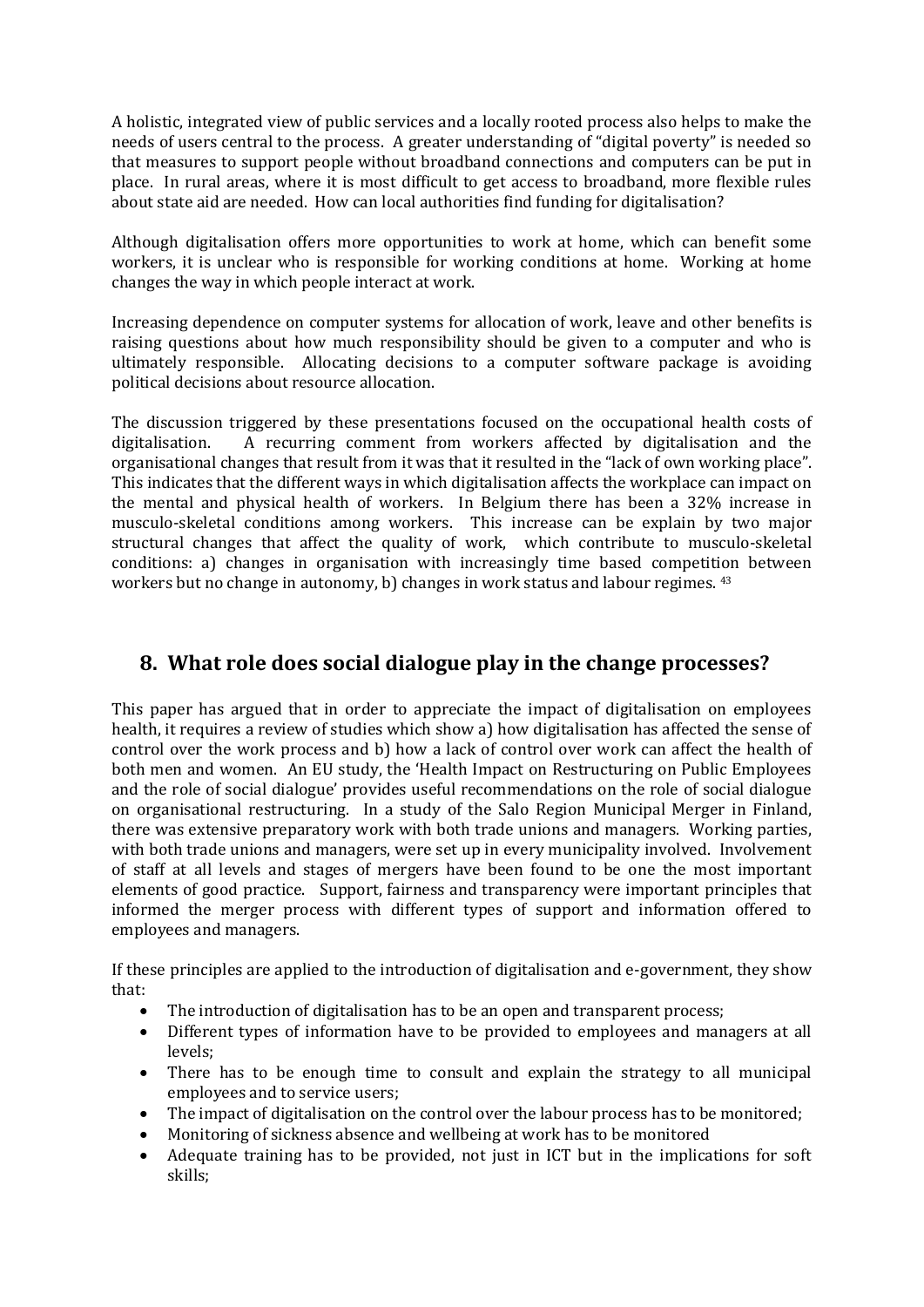A holistic, integrated view of public services and a locally rooted process also helps to make the needs of users central to the process. A greater understanding of "digital poverty" is needed so that measures to support people without broadband connections and computers can be put in place. In rural areas, where it is most difficult to get access to broadband, more flexible rules about state aid are needed. How can local authorities find funding for digitalisation?

Although digitalisation offers more opportunities to work at home, which can benefit some workers, it is unclear who is responsible for working conditions at home. Working at home changes the way in which people interact at work.

Increasing dependence on computer systems for allocation of work, leave and other benefits is raising questions about how much responsibility should be given to a computer and who is ultimately responsible. Allocating decisions to a computer software package is avoiding political decisions about resource allocation.

The discussion triggered by these presentations focused on the occupational health costs of digitalisation. A recurring comment from workers affected by digitalisation and the organisational changes that result from it was that it resulted in the "lack of own working place". This indicates that the different ways in which digitalisation affects the workplace can impact on the mental and physical health of workers. In Belgium there has been a 32% increase in musculo-skeletal conditions among workers. This increase can be explain by two major structural changes that affect the quality of work, which contribute to musculo-skeletal conditions: a) changes in organisation with increasingly time based competition between workers but no change in autonomy, b) changes in work status and labour regimes. [43]

## 8. What role does social dialogue play in the change processes?

This paper has argued that in order to appreciate the impact of digitalisation on employees health, it requires a review of studies which show a) how digitalisation has affected the sense of control over the work process and b) how a lack of control over work can affect the health of both men and women. An EU study, the 'Health Impact on Restructuring on Public Employees and the role of social dialogue' provides useful recommendations on the role of social dialogue on organisational restructuring. In a study of the Salo Region Municipal Merger in Finland, there was extensive preparatory work with both trade unions and managers. Working parties, with both trade unions and managers, were set up in every municipality involved. Involvement of staff at all levels and stages of mergers have been found to be one the most important elements of good practice. Support, fairness and transparency were important principles that informed the merger process with different types of support and information offered to employees and managers.

If these principles are applied to the introduction of digitalisation and e-government, they show that:

- The introduction of digitalisation has to be an open and transparent process;
- Different types of information have to be provided to employees and managers at all levels;
- There has to be enough time to consult and explain the strategy to all municipal employees and to service users;
- The impact of digitalisation on the control over the labour process has to be monitored;
- Monitoring of sickness absence and wellbeing at work has to be monitored
- Adequate training has to be provided, not just in ICT but in the implications for soft skills;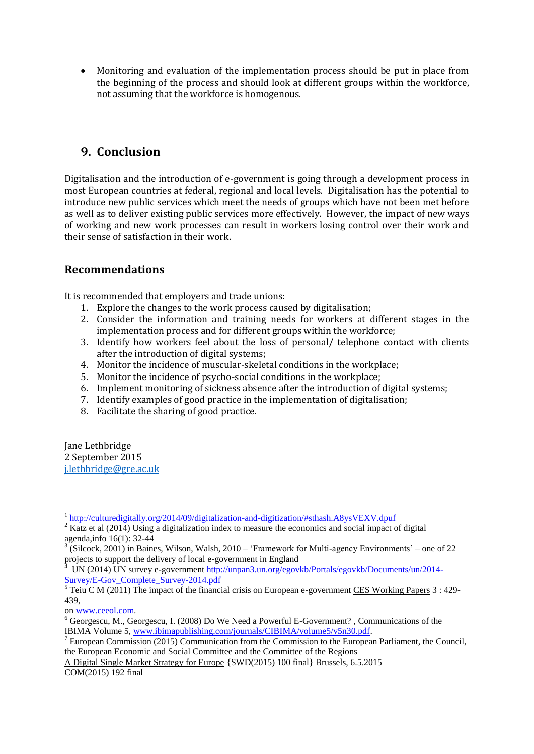- Monitoring and evaluation of the implementation process should be put in place from the beginning of the process and should look at different groups within the workforce, not assuming that the workforce is homogenous.

## 9. Conclusion

Digitalisation and the introduction of e-government is going through a development process in most European countries at federal, regional and local levels. Digitalisation has the potential to introduce new public services which meet the needs of groups which have not been met before as well as to deliver existing public services more effectively. However, the impact of new ways of working and new work processes can result in workers losing control over their work and their sense of satisfaction in their work.

### Recommendations

It is recommended that employers and trade unions:

1. Explore the changes to the work process caused by digitalisation;
2. Consider the information and training needs for workers at different stages in the implementation process and for different groups within the workforce;
3. Identify how workers feel about the loss of personal/ telephone contact with clients after the introduction of digital systems;
4. Monitor the incidence of muscular-skeletal conditions in the workplace;
5. Monitor the incidence of psycho-social conditions in the workplace;
6. Implement monitoring of sickness absence after the introduction of digital systems;
7. Identify examples of good practice in the implementation of digitalisation;
8. Facilitate the sharing of good practice.

Jane Lethbridge
2 September 2015
j.lethbridge@gre.ac.uk

---

[1] http://culturedigitally.org/2014/09/digitalization-and-digitization/#sthash.A8ysVEXV.dpuf

[2] Katz et al (2014) Using a digitalization index to measure the economics and social impact of digital agenda,info 16(1): 32-44

[3] (Silcock, 2001) in Baines, Wilson, Walsh, 2010 – 'Framework for Multi-agency Environments' – one of 22 projects to support the delivery of local e-government in England

[4] UN (2014) UN survey e-government http://unpan3.un.org/egovkb/Portals/egovkb/Documents/un/2014-Survey/E-Gov_Complete_Survey-2014.pdf

[5] Teiu C M (2011) The impact of the financial crisis on European e-government CES Working Papers 3 : 429-439, on www.ceeol.com.

[6] Georgescu, M., Georgescu, I. (2008) Do We Need a Powerful E-Government? , Communications of the IBIMA Volume 5, www.ibimapublishing.com/journals/CIBIMA/volume5/v5n30.pdf.

[7] European Commission (2015) Communication from the Commission to the European Parliament, the Council, the European Economic and Social Committee and the Committee of the Regions A Digital Single Market Strategy for Europe {SWD(2015) 100 final} Brussels, 6.5.2015 COM(2015) 192 final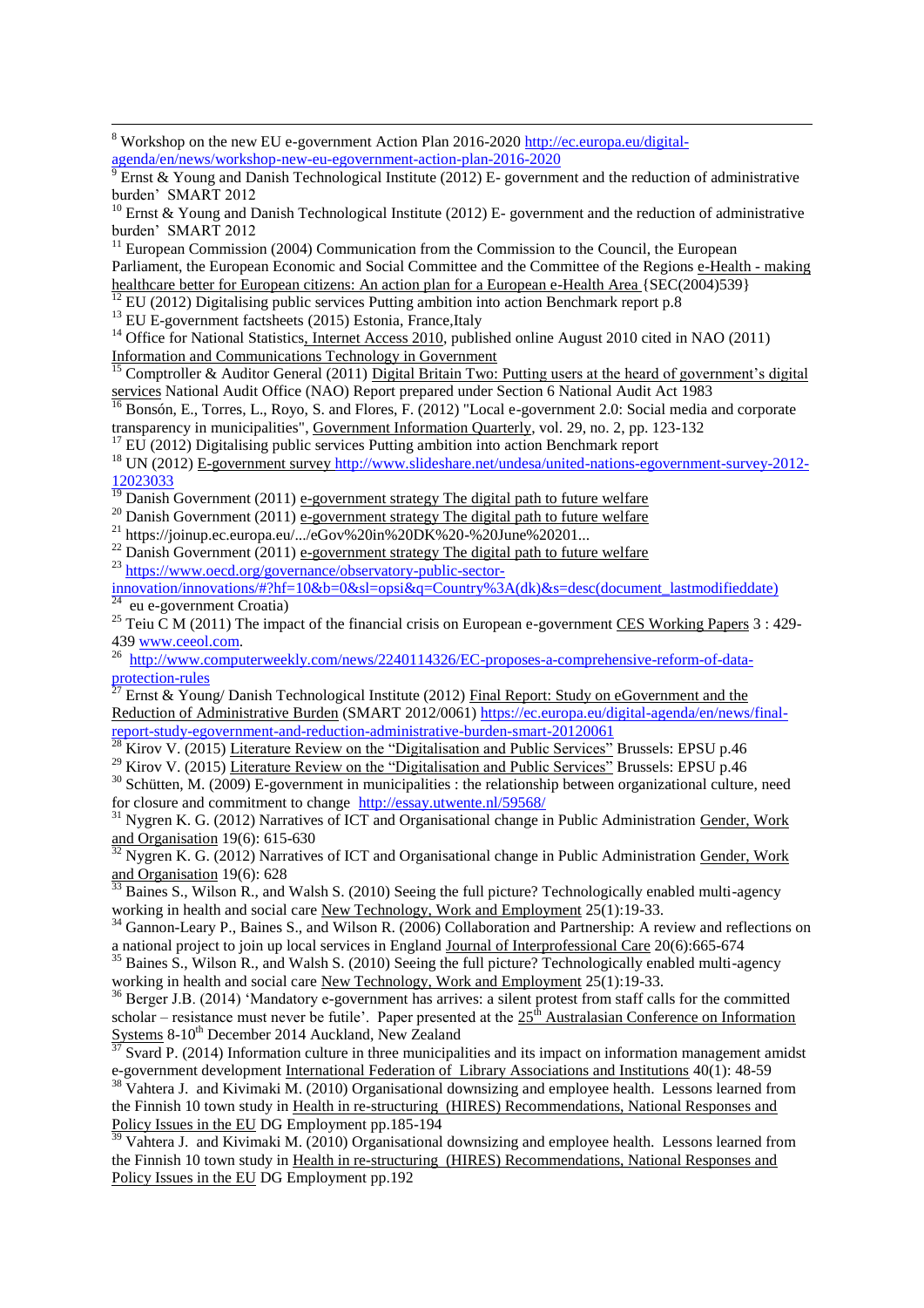[8] Workshop on the new EU e-government Action Plan 2016-2020 http://ec.europa.eu/digital-agenda/en/news/workshop-new-eu-egovernment-action-plan-2016-2020

[9] Ernst & Young and Danish Technological Institute (2012) E- government and the reduction of administrative burden' SMART 2012

[10] Ernst & Young and Danish Technological Institute (2012) E- government and the reduction of administrative burden' SMART 2012

[11] European Commission (2004) Communication from the Commission to the Council, the European Parliament, the European Economic and Social Committee and the Committee of the Regions e-Health - making healthcare better for European citizens: An action plan for a European e-Health Area {SEC(2004)539}

[12] EU (2012) Digitalising public services Putting ambition into action Benchmark report p.8

[13] EU E-government factsheets (2015) Estonia, France,Italy

[14] Office for National Statistics, Internet Access 2010, published online August 2010 cited in NAO (2011) Information and Communications Technology in Government

[15] Comptroller & Auditor General (2011) Digital Britain Two: Putting users at the heard of government's digital services National Audit Office (NAO) Report prepared under Section 6 National Audit Act 1983

[16] Bonsón, E., Torres, L., Royo, S. and Flores, F. (2012) "Local e-government 2.0: Social media and corporate transparency in municipalities", Government Information Quarterly, vol. 29, no. 2, pp. 123-132

[17] EU (2012) Digitalising public services Putting ambition into action Benchmark report

[18] UN (2012) E-government survey http://www.slideshare.net/undesa/united-nations-egovernment-survey-2012-12023033

[19] Danish Government (2011) e-government strategy The digital path to future welfare

[20] Danish Government (2011) e-government strategy The digital path to future welfare

[21] https://joinup.ec.europa.eu/.../eGov%20in%20DK%20-%20June%20201...

[22] Danish Government (2011) e-government strategy The digital path to future welfare

[23] https://www.oecd.org/governance/observatory-public-sector-innovation/innovations/#?hf=10&b=0&sl=opsi&q=Country%3A(dk)&s=desc(document_lastmodifieddate)

[24] eu e-government Croatia)

[25] Teiu C M (2011) The impact of the financial crisis on European e-government CES Working Papers 3 : 429-439 www.ceeol.com.

[26] http://www.computerweekly.com/news/2240114326/EC-proposes-a-comprehensive-reform-of-data-protection-rules

[27] Ernst & Young/ Danish Technological Institute (2012) Final Report: Study on eGovernment and the Reduction of Administrative Burden (SMART 2012/0061) https://ec.europa.eu/digital-agenda/en/news/final-report-study-egovernment-and-reduction-administrative-burden-smart-20120061

[28] Kirov V. (2015) Literature Review on the "Digitalisation and Public Services" Brussels: EPSU p.46

[29] Kirov V. (2015) Literature Review on the "Digitalisation and Public Services" Brussels: EPSU p.46

[30] Schütten, M. (2009) E-government in municipalities : the relationship between organizational culture, need for closure and commitment to change http://essay.utwente.nl/59568/

[31] Nygren K. G. (2012) Narratives of ICT and Organisational change in Public Administration Gender, Work and Organisation 19(6): 615-630

[32] Nygren K. G. (2012) Narratives of ICT and Organisational change in Public Administration Gender, Work and Organisation 19(6): 628

[33] Baines S., Wilson R., and Walsh S. (2010) Seeing the full picture? Technologically enabled multi-agency working in health and social care New Technology, Work and Employment 25(1):19-33.

[34] Gannon-Leary P., Baines S., and Wilson R. (2006) Collaboration and Partnership: A review and reflections on a national project to join up local services in England Journal of Interprofessional Care 20(6):665-674

[35] Baines S., Wilson R., and Walsh S. (2010) Seeing the full picture? Technologically enabled multi-agency working in health and social care New Technology, Work and Employment 25(1):19-33.

[36] Berger J.B. (2014) 'Mandatory e-government has arrives: a silent protest from staff calls for the committed scholar – resistance must never be futile'. Paper presented at the 25th Australasian Conference on Information Systems 8-10th December 2014 Auckland, New Zealand

[37] Svard P. (2014) Information culture in three municipalities and its impact on information management amidst e-government development International Federation of Library Associations and Institutions 40(1): 48-59

[38] Vahtera J. and Kivimaki M. (2010) Organisational downsizing and employee health. Lessons learned from the Finnish 10 town study in Health in re-structuring (HIRES) Recommendations, National Responses and Policy Issues in the EU DG Employment pp.185-194

[39] Vahtera J. and Kivimaki M. (2010) Organisational downsizing and employee health. Lessons learned from the Finnish 10 town study in Health in re-structuring (HIRES) Recommendations, National Responses and Policy Issues in the EU DG Employment pp.192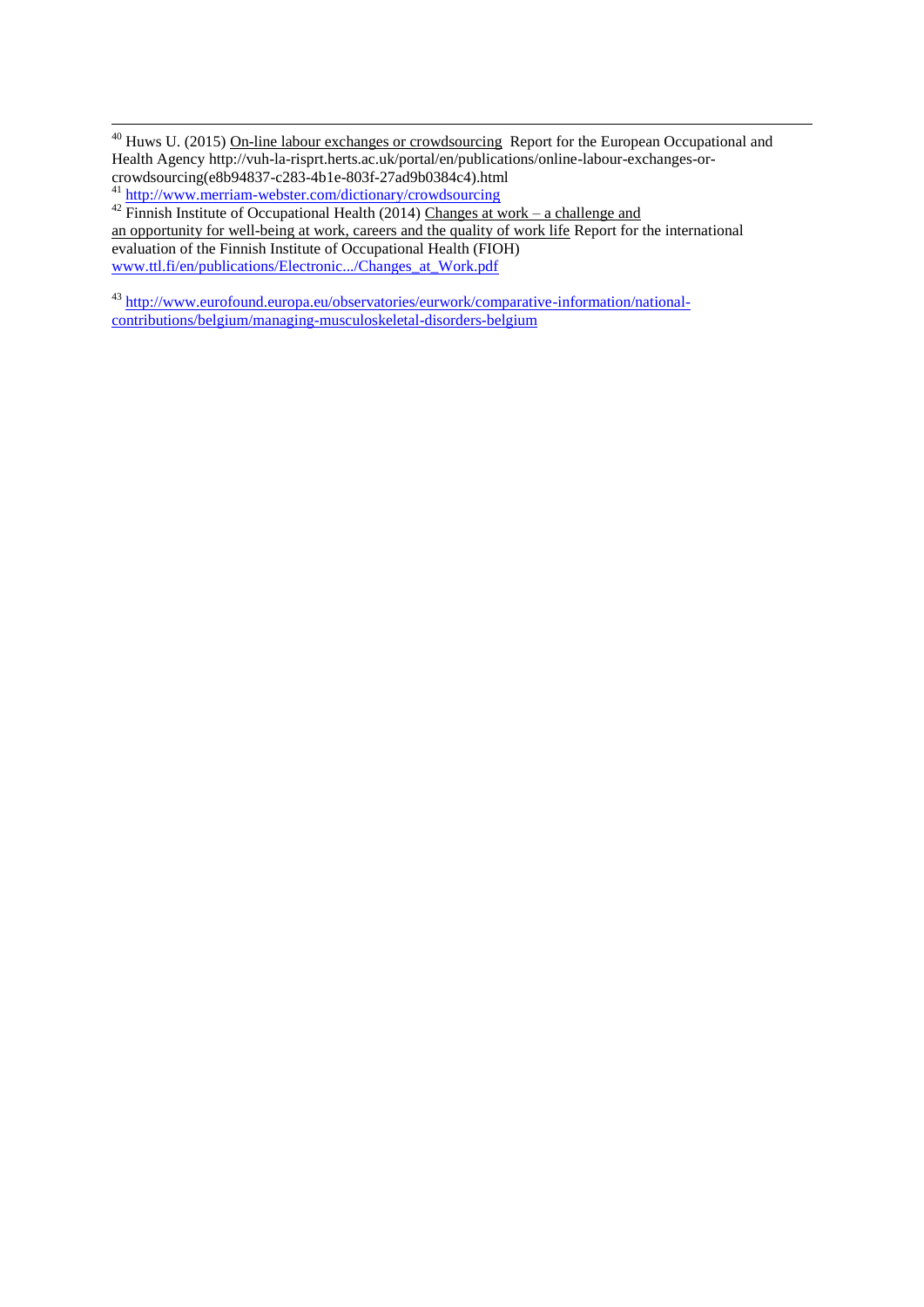[40] Huws U. (2015) On-line labour exchanges or crowdsourcing Report for the European Occupational and Health Agency http://vuh-la-risprt.herts.ac.uk/portal/en/publications/online-labour-exchanges-or-crowdsourcing(e8b94837-c283-4b1e-803f-27ad9b0384c4).html

[41] http://www.merriam-webster.com/dictionary/crowdsourcing

[42] Finnish Institute of Occupational Health (2014) Changes at work – a challenge and an opportunity for well-being at work, careers and the quality of work life Report for the international evaluation of the Finnish Institute of Occupational Health (FIOH) www.ttl.fi/en/publications/Electronic.../Changes_at_Work.pdf

[43] http://www.eurofound.europa.eu/observatories/eurwork/comparative-information/national-contributions/belgium/managing-musculoskeletal-disorders-belgium